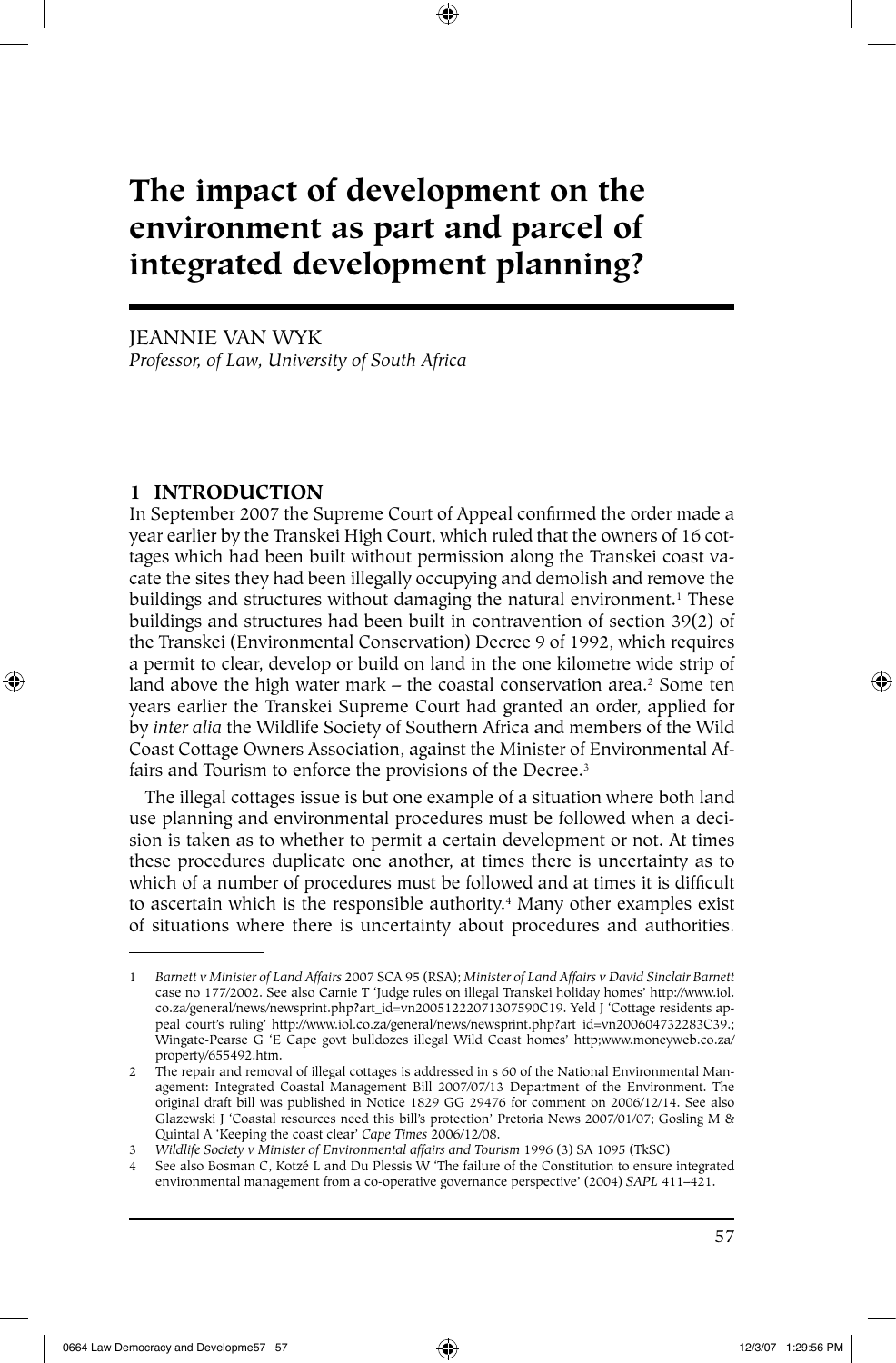# The impact of development on the environment as part and parcel of integrated development planning?

JEANNIE VAN WYK
*Professor, of Law, University of South Africa*

## 1 INTRODUCTION

In September 2007 the Supreme Court of Appeal confirmed the order made a year earlier by the Transkei High Court, which ruled that the owners of 16 cottages which had been built without permission along the Transkei coast vacate the sites they had been illegally occupying and demolish and remove the buildings and structures without damaging the natural environment.[1] These buildings and structures had been built in contravention of section 39(2) of the Transkei (Environmental Conservation) Decree 9 of 1992, which requires a permit to clear, develop or build on land in the one kilometre wide strip of land above the high water mark – the coastal conservation area.[2] Some ten years earlier the Transkei Supreme Court had granted an order, applied for by *inter alia* the Wildlife Society of Southern Africa and members of the Wild Coast Cottage Owners Association, against the Minister of Environmental Affairs and Tourism to enforce the provisions of the Decree.[3]

The illegal cottages issue is but one example of a situation where both land use planning and environmental procedures must be followed when a decision is taken as to whether to permit a certain development or not. At times these procedures duplicate one another, at times there is uncertainty as to which of a number of procedures must be followed and at times it is difficult to ascertain which is the responsible authority.[4] Many other examples exist of situations where there is uncertainty about procedures and authorities.

---

1 *Barnett v Minister of Land Affairs* 2007 SCA 95 (RSA); *Minister of Land Affairs v David Sinclair Barnett* case no 177/2002. See also Carnie T 'Judge rules on illegal Transkei holiday homes' http://www.iol.co.za/general/news/newsprint.php?art_id=vn20051222071307590C19. Yeld J 'Cottage residents appeal court's ruling' http://www.iol.co.za/general/news/newsprint.php?art_id=vn200604732283C39.; Wingate-Pearse G 'E Cape govt bulldozes illegal Wild Coast homes' http;www.moneyweb.co.za/property/655492.htm.

2 The repair and removal of illegal cottages is addressed in s 60 of the National Environmental Management: Integrated Coastal Management Bill 2007/07/13 Department of the Environment. The original draft bill was published in Notice 1829 GG 29476 for comment on 2006/12/14. See also Glazewski J 'Coastal resources need this bill's protection' Pretoria News 2007/01/07; Gosling M & Quintal A 'Keeping the coast clear' *Cape Times* 2006/12/08.

3 *Wildlife Society v Minister of Environmental affairs and Tourism* 1996 (3) SA 1095 (TkSC)

4 See also Bosman C, Kotzé L and Du Plessis W 'The failure of the Constitution to ensure integrated environmental management from a co-operative governance perspective' (2004) *SAPL* 411–421.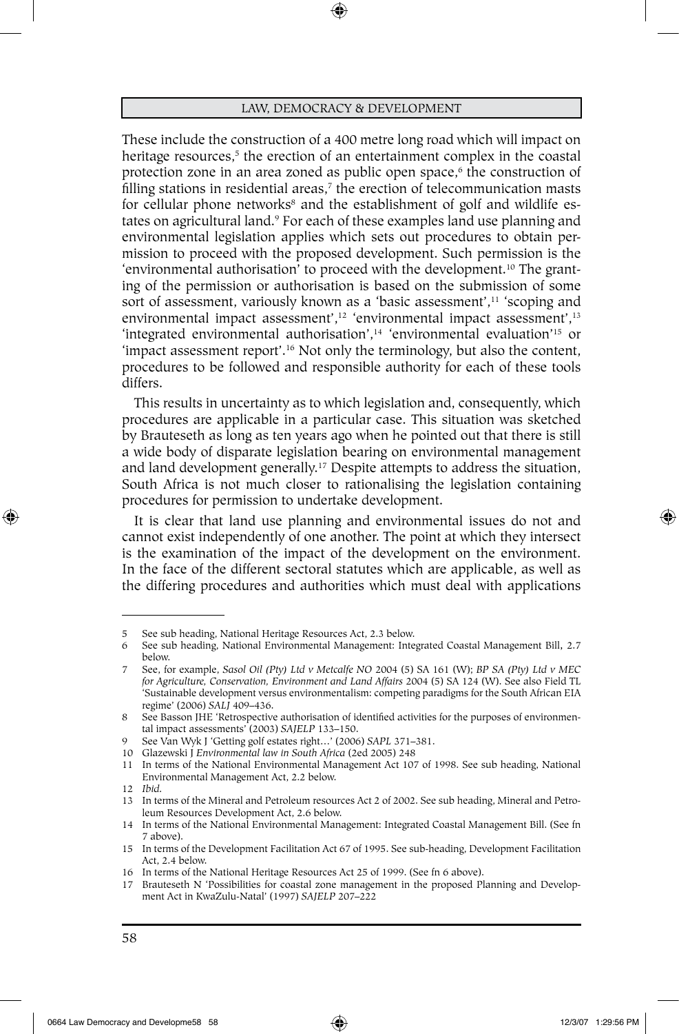These include the construction of a 400 metre long road which will impact on heritage resources,[5] the erection of an entertainment complex in the coastal protection zone in an area zoned as public open space,[6] the construction of filling stations in residential areas,[7] the erection of telecommunication masts for cellular phone networks[8] and the establishment of golf and wildlife estates on agricultural land.[9] For each of these examples land use planning and environmental legislation applies which sets out procedures to obtain permission to proceed with the proposed development. Such permission is the 'environmental authorisation' to proceed with the development.[10] The granting of the permission or authorisation is based on the submission of some sort of assessment, variously known as a 'basic assessment',[11] 'scoping and environmental impact assessment',[12] 'environmental impact assessment',[13] 'integrated environmental authorisation',[14] 'environmental evaluation'[15] or 'impact assessment report'.[16] Not only the terminology, but also the content, procedures to be followed and responsible authority for each of these tools differs.

This results in uncertainty as to which legislation and, consequently, which procedures are applicable in a particular case. This situation was sketched by Brauteseth as long as ten years ago when he pointed out that there is still a wide body of disparate legislation bearing on environmental management and land development generally.[17] Despite attempts to address the situation, South Africa is not much closer to rationalising the legislation containing procedures for permission to undertake development.

It is clear that land use planning and environmental issues do not and cannot exist independently of one another. The point at which they intersect is the examination of the impact of the development on the environment. In the face of the different sectoral statutes which are applicable, as well as the differing procedures and authorities which must deal with applications

---

5 See sub heading, National Heritage Resources Act, 2.3 below.

6 See sub heading, National Environmental Management: Integrated Coastal Management Bill, 2.7 below.

7 See, for example, *Sasol Oil (Pty) Ltd v Metcalfe NO* 2004 (5) SA 161 (W); *BP SA (Pty) Ltd v MEC for Agriculture, Conservation, Environment and Land Affairs* 2004 (5) SA 124 (W). See also Field TL 'Sustainable development versus environmentalism: competing paradigms for the South African EIA regime' (2006) *SALJ* 409–436.

8 See Basson JHE 'Retrospective authorisation of identified activities for the purposes of environmental impact assessments' (2003) *SAJELP* 133–150.

9 See Van Wyk J 'Getting golf estates right…' (2006) *SAPL* 371–381.

10 Glazewski J *Environmental law in South Africa* (2ed 2005) 248

11 In terms of the National Environmental Management Act 107 of 1998. See sub heading, National Environmental Management Act, 2.2 below.

12 *Ibid*.

13 In terms of the Mineral and Petroleum resources Act 2 of 2002. See sub heading, Mineral and Petroleum Resources Development Act, 2.6 below.

14 In terms of the National Environmental Management: Integrated Coastal Management Bill. (See fn 7 above).

15 In terms of the Development Facilitation Act 67 of 1995. See sub-heading, Development Facilitation Act, 2.4 below.

16 In terms of the National Heritage Resources Act 25 of 1999. (See fn 6 above).

17 Brauteseth N 'Possibilities for coastal zone management in the proposed Planning and Development Act in KwaZulu-Natal' (1997) *SAJELP* 207–222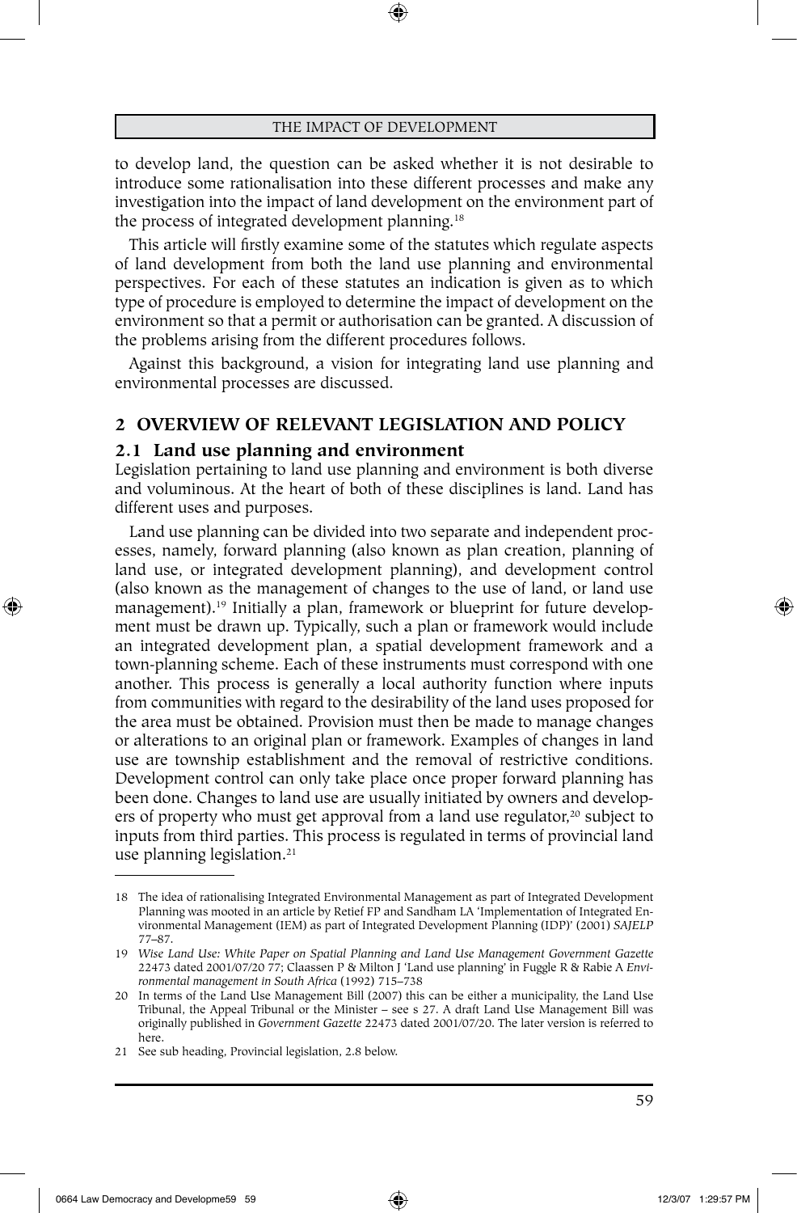to develop land, the question can be asked whether it is not desirable to introduce some rationalisation into these different processes and make any investigation into the impact of land development on the environment part of the process of integrated development planning.[18]

This article will firstly examine some of the statutes which regulate aspects of land development from both the land use planning and environmental perspectives. For each of these statutes an indication is given as to which type of procedure is employed to determine the impact of development on the environment so that a permit or authorisation can be granted. A discussion of the problems arising from the different procedures follows.

Against this background, a vision for integrating land use planning and environmental processes are discussed.

## 2 OVERVIEW OF RELEVANT LEGISLATION AND POLICY

### 2.1 Land use planning and environment

Legislation pertaining to land use planning and environment is both diverse and voluminous. At the heart of both of these disciplines is land. Land has different uses and purposes.

Land use planning can be divided into two separate and independent processes, namely, forward planning (also known as plan creation, planning of land use, or integrated development planning), and development control (also known as the management of changes to the use of land, or land use management).[19] Initially a plan, framework or blueprint for future development must be drawn up. Typically, such a plan or framework would include an integrated development plan, a spatial development framework and a town-planning scheme. Each of these instruments must correspond with one another. This process is generally a local authority function where inputs from communities with regard to the desirability of the land uses proposed for the area must be obtained. Provision must then be made to manage changes or alterations to an original plan or framework. Examples of changes in land use are township establishment and the removal of restrictive conditions. Development control can only take place once proper forward planning has been done. Changes to land use are usually initiated by owners and developers of property who must get approval from a land use regulator,[20] subject to inputs from third parties. This process is regulated in terms of provincial land use planning legislation.[21]

---

18 The idea of rationalising Integrated Environmental Management as part of Integrated Development Planning was mooted in an article by Retief FP and Sandham LA 'Implementation of Integrated Environmental Management (IEM) as part of Integrated Development Planning (IDP)' (2001) *SAJELP* 77–87.

19 *Wise Land Use: White Paper on Spatial Planning and Land Use Management Government Gazette* 22473 dated 2001/07/20 77; Claassen P & Milton J 'Land use planning' in Fuggle R & Rabie A *Environmental management in South Africa* (1992) 715–738

20 In terms of the Land Use Management Bill (2007) this can be either a municipality, the Land Use Tribunal, the Appeal Tribunal or the Minister – see s 27. A draft Land Use Management Bill was originally published in *Government Gazette* 22473 dated 2001/07/20. The later version is referred to here.

21 See sub heading, Provincial legislation, 2.8 below.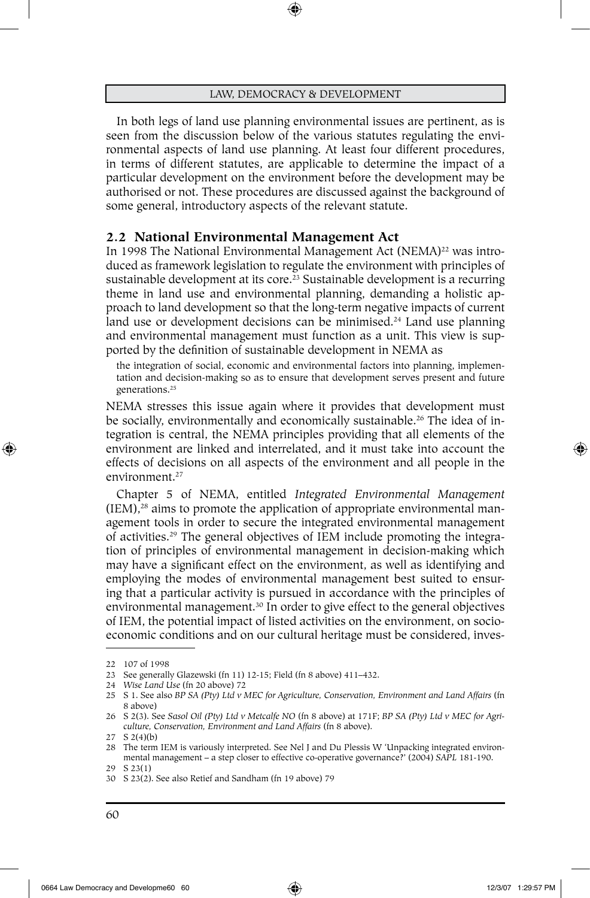In both legs of land use planning environmental issues are pertinent, as is seen from the discussion below of the various statutes regulating the environmental aspects of land use planning. At least four different procedures, in terms of different statutes, are applicable to determine the impact of a particular development on the environment before the development may be authorised or not. These procedures are discussed against the background of some general, introductory aspects of the relevant statute.

## 2.2 National Environmental Management Act

In 1998 The National Environmental Management Act (NEMA)[22] was introduced as framework legislation to regulate the environment with principles of sustainable development at its core.[23] Sustainable development is a recurring theme in land use and environmental planning, demanding a holistic approach to land development so that the long-term negative impacts of current land use or development decisions can be minimised.[24] Land use planning and environmental management must function as a unit. This view is supported by the definition of sustainable development in NEMA as

> the integration of social, economic and environmental factors into planning, implementation and decision-making so as to ensure that development serves present and future generations.[25]

NEMA stresses this issue again where it provides that development must be socially, environmentally and economically sustainable.[26] The idea of integration is central, the NEMA principles providing that all elements of the environment are linked and interrelated, and it must take into account the effects of decisions on all aspects of the environment and all people in the environment.[27]

Chapter 5 of NEMA, entitled *Integrated Environmental Management* (IEM),[28] aims to promote the application of appropriate environmental management tools in order to secure the integrated environmental management of activities.[29] The general objectives of IEM include promoting the integration of principles of environmental management in decision-making which may have a significant effect on the environment, as well as identifying and employing the modes of environmental management best suited to ensuring that a particular activity is pursued in accordance with the principles of environmental management.[30] In order to give effect to the general objectives of IEM, the potential impact of listed activities on the environment, on socio-economic conditions and on our cultural heritage must be considered, inves-

---

22 107 of 1998

23 See generally Glazewski (fn 11) 12-15; Field (fn 8 above) 411–432.

24 *Wise Land Use* (fn 20 above) 72

25 S 1. See also *BP SA (Pty) Ltd v MEC for Agriculture, Conservation, Environment and Land Affairs* (fn 8 above)

26 S 2(3). See *Sasol Oil (Pty) Ltd v Metcalfe NO* (fn 8 above) at 171F; *BP SA (Pty) Ltd v MEC for Agriculture, Conservation, Environment and Land Affairs* (fn 8 above).

27 S 2(4)(b)

28 The term IEM is variously interpreted. See Nel J and Du Plessis W 'Unpacking integrated environmental management – a step closer to effective co-operative governance?' (2004) *SAPL* 181-190.

29 S 23(1)

30 S 23(2). See also Retief and Sandham (fn 19 above) 79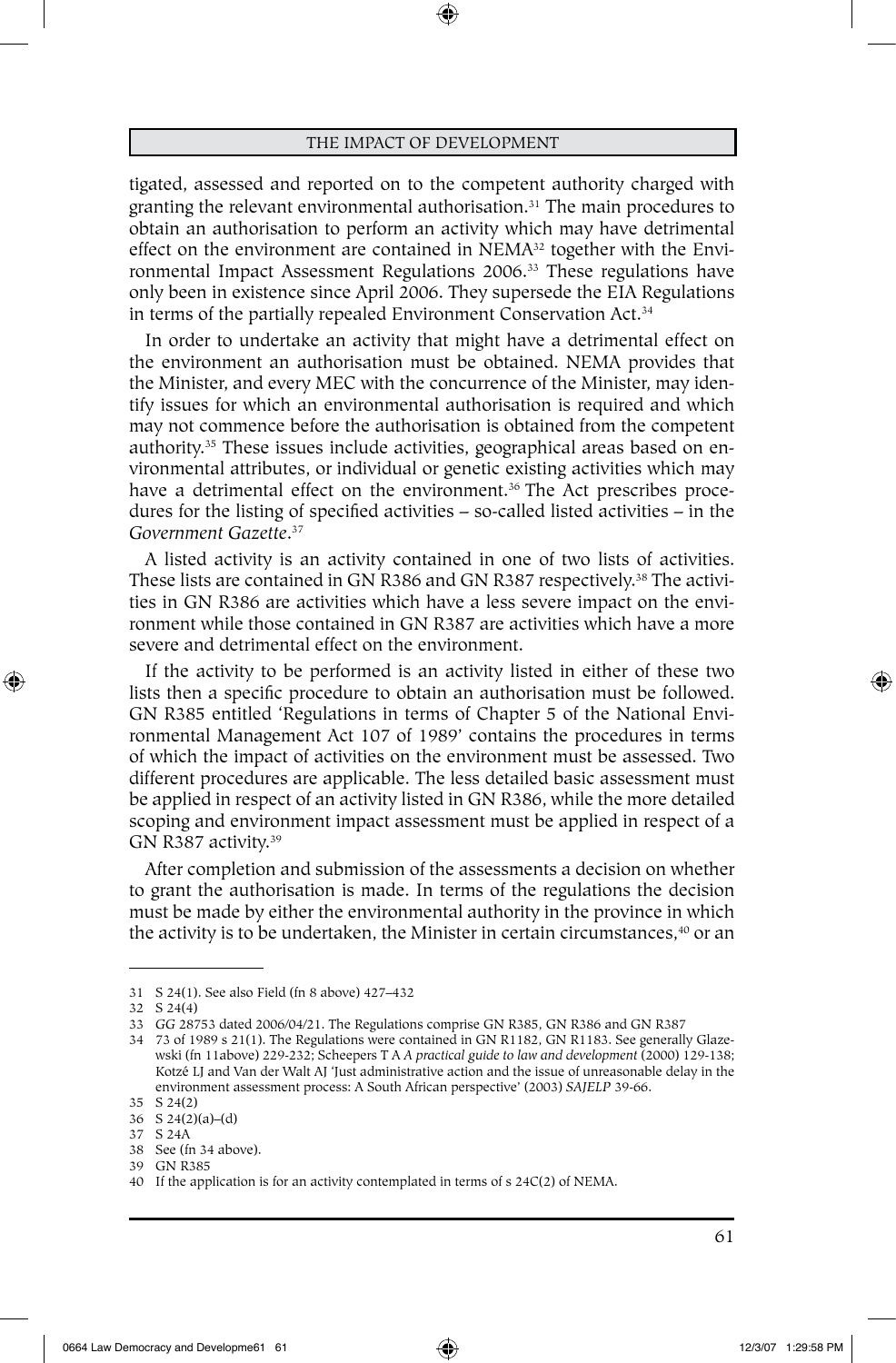tigated, assessed and reported on to the competent authority charged with granting the relevant environmental authorisation.[31] The main procedures to obtain an authorisation to perform an activity which may have detrimental effect on the environment are contained in NEMA[32] together with the Environmental Impact Assessment Regulations 2006.[33] These regulations have only been in existence since April 2006. They supersede the EIA Regulations in terms of the partially repealed Environment Conservation Act.[34]

In order to undertake an activity that might have a detrimental effect on the environment an authorisation must be obtained. NEMA provides that the Minister, and every MEC with the concurrence of the Minister, may identify issues for which an environmental authorisation is required and which may not commence before the authorisation is obtained from the competent authority.[35] These issues include activities, geographical areas based on environmental attributes, or individual or genetic existing activities which may have a detrimental effect on the environment.[36] The Act prescribes procedures for the listing of specified activities – so-called listed activities – in the *Government Gazette*.[37]

A listed activity is an activity contained in one of two lists of activities. These lists are contained in GN R386 and GN R387 respectively.[38] The activities in GN R386 are activities which have a less severe impact on the environment while those contained in GN R387 are activities which have a more severe and detrimental effect on the environment.

If the activity to be performed is an activity listed in either of these two lists then a specific procedure to obtain an authorisation must be followed. GN R385 entitled 'Regulations in terms of Chapter 5 of the National Environmental Management Act 107 of 1989' contains the procedures in terms of which the impact of activities on the environment must be assessed. Two different procedures are applicable. The less detailed basic assessment must be applied in respect of an activity listed in GN R386, while the more detailed scoping and environment impact assessment must be applied in respect of a GN R387 activity.[39]

After completion and submission of the assessments a decision on whether to grant the authorisation is made. In terms of the regulations the decision must be made by either the environmental authority in the province in which the activity is to be undertaken, the Minister in certain circumstances,[40] or an

---

31 S 24(1). See also Field (fn 8 above) 427–432

32 S 24(4)

33 *GG* 28753 dated 2006/04/21. The Regulations comprise GN R385, GN R386 and GN R387

34 73 of 1989 s 21(1). The Regulations were contained in GN R1182, GN R1183. See generally Glazewski (fn 11above) 229-232; Scheepers T A *A practical guide to law and development* (2000) 129-138; Kotzé LJ and Van der Walt AJ 'Just administrative action and the issue of unreasonable delay in the environment assessment process: A South African perspective' (2003) *SAJELP* 39-66.

35 S 24(2)

36 S 24(2)(a)–(d)

37 S 24A

38 See (fn 34 above).

39 GN R385

40 If the application is for an activity contemplated in terms of s 24C(2) of NEMA.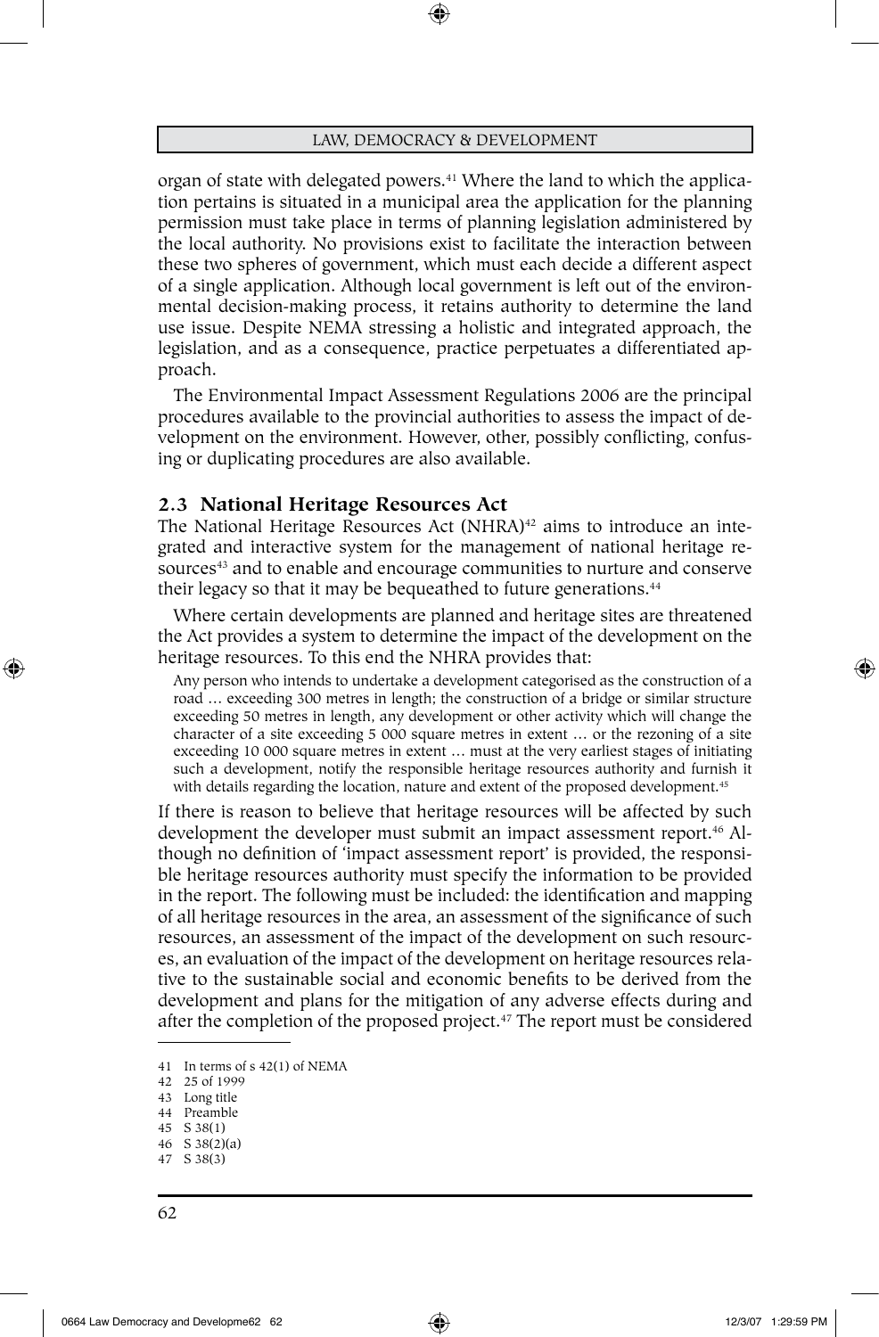organ of state with delegated powers.[41] Where the land to which the application pertains is situated in a municipal area the application for the planning permission must take place in terms of planning legislation administered by the local authority. No provisions exist to facilitate the interaction between these two spheres of government, which must each decide a different aspect of a single application. Although local government is left out of the environmental decision-making process, it retains authority to determine the land use issue. Despite NEMA stressing a holistic and integrated approach, the legislation, and as a consequence, practice perpetuates a differentiated approach.

The Environmental Impact Assessment Regulations 2006 are the principal procedures available to the provincial authorities to assess the impact of development on the environment. However, other, possibly conflicting, confusing or duplicating procedures are also available.

### 2.3 National Heritage Resources Act

The National Heritage Resources Act (NHRA)[42] aims to introduce an integrated and interactive system for the management of national heritage resources[43] and to enable and encourage communities to nurture and conserve their legacy so that it may be bequeathed to future generations.[44]

Where certain developments are planned and heritage sites are threatened the Act provides a system to determine the impact of the development on the heritage resources. To this end the NHRA provides that:

> Any person who intends to undertake a development categorised as the construction of a road … exceeding 300 metres in length; the construction of a bridge or similar structure exceeding 50 metres in length, any development or other activity which will change the character of a site exceeding 5 000 square metres in extent … or the rezoning of a site exceeding 10 000 square metres in extent … must at the very earliest stages of initiating such a development, notify the responsible heritage resources authority and furnish it with details regarding the location, nature and extent of the proposed development.[45]

If there is reason to believe that heritage resources will be affected by such development the developer must submit an impact assessment report.[46] Although no definition of 'impact assessment report' is provided, the responsible heritage resources authority must specify the information to be provided in the report. The following must be included: the identification and mapping of all heritage resources in the area, an assessment of the significance of such resources, an assessment of the impact of the development on such resources, an evaluation of the impact of the development on heritage resources relative to the sustainable social and economic benefits to be derived from the development and plans for the mitigation of any adverse effects during and after the completion of the proposed project.[47] The report must be considered

---

41 In terms of s 42(1) of NEMA
42 25 of 1999
43 Long title
44 Preamble
45 S 38(1)
46 S 38(2)(a)
47 S 38(3)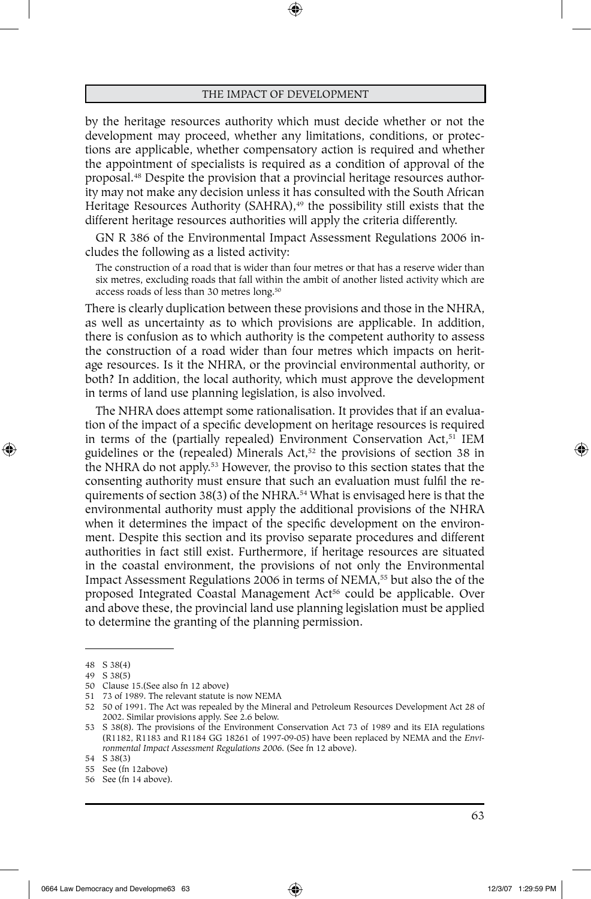by the heritage resources authority which must decide whether or not the development may proceed, whether any limitations, conditions, or protections are applicable, whether compensatory action is required and whether the appointment of specialists is required as a condition of approval of the proposal.[48] Despite the provision that a provincial heritage resources authority may not make any decision unless it has consulted with the South African Heritage Resources Authority (SAHRA),[49] the possibility still exists that the different heritage resources authorities will apply the criteria differently.

GN R 386 of the Environmental Impact Assessment Regulations 2006 includes the following as a listed activity:

> The construction of a road that is wider than four metres or that has a reserve wider than six metres, excluding roads that fall within the ambit of another listed activity which are access roads of less than 30 metres long.[50]

There is clearly duplication between these provisions and those in the NHRA, as well as uncertainty as to which provisions are applicable. In addition, there is confusion as to which authority is the competent authority to assess the construction of a road wider than four metres which impacts on heritage resources. Is it the NHRA, or the provincial environmental authority, or both? In addition, the local authority, which must approve the development in terms of land use planning legislation, is also involved.

The NHRA does attempt some rationalisation. It provides that if an evaluation of the impact of a specific development on heritage resources is required in terms of the (partially repealed) Environment Conservation Act,[51] IEM guidelines or the (repealed) Minerals Act,[52] the provisions of section 38 in the NHRA do not apply.[53] However, the proviso to this section states that the consenting authority must ensure that such an evaluation must fulfil the requirements of section 38(3) of the NHRA.[54] What is envisaged here is that the environmental authority must apply the additional provisions of the NHRA when it determines the impact of the specific development on the environment. Despite this section and its proviso separate procedures and different authorities in fact still exist. Furthermore, if heritage resources are situated in the coastal environment, the provisions of not only the Environmental Impact Assessment Regulations 2006 in terms of NEMA,[55] but also the of the proposed Integrated Coastal Management Act[56] could be applicable. Over and above these, the provincial land use planning legislation must be applied to determine the granting of the planning permission.

---

48 S 38(4)

49 S 38(5)

50 Clause 15.(See also fn 12 above)

51 73 of 1989. The relevant statute is now NEMA

52 50 of 1991. The Act was repealed by the Mineral and Petroleum Resources Development Act 28 of 2002. Similar provisions apply. See 2.6 below.

53 S 38(8). The provisions of the Environment Conservation Act 73 of 1989 and its EIA regulations (R1182, R1183 and R1184 GG 18261 of 1997-09-05) have been replaced by NEMA and the *Environmental Impact Assessment Regulations 2006*. (See fn 12 above).

54 S 38(3)

55 See (fn 12above)

56 See (fn 14 above).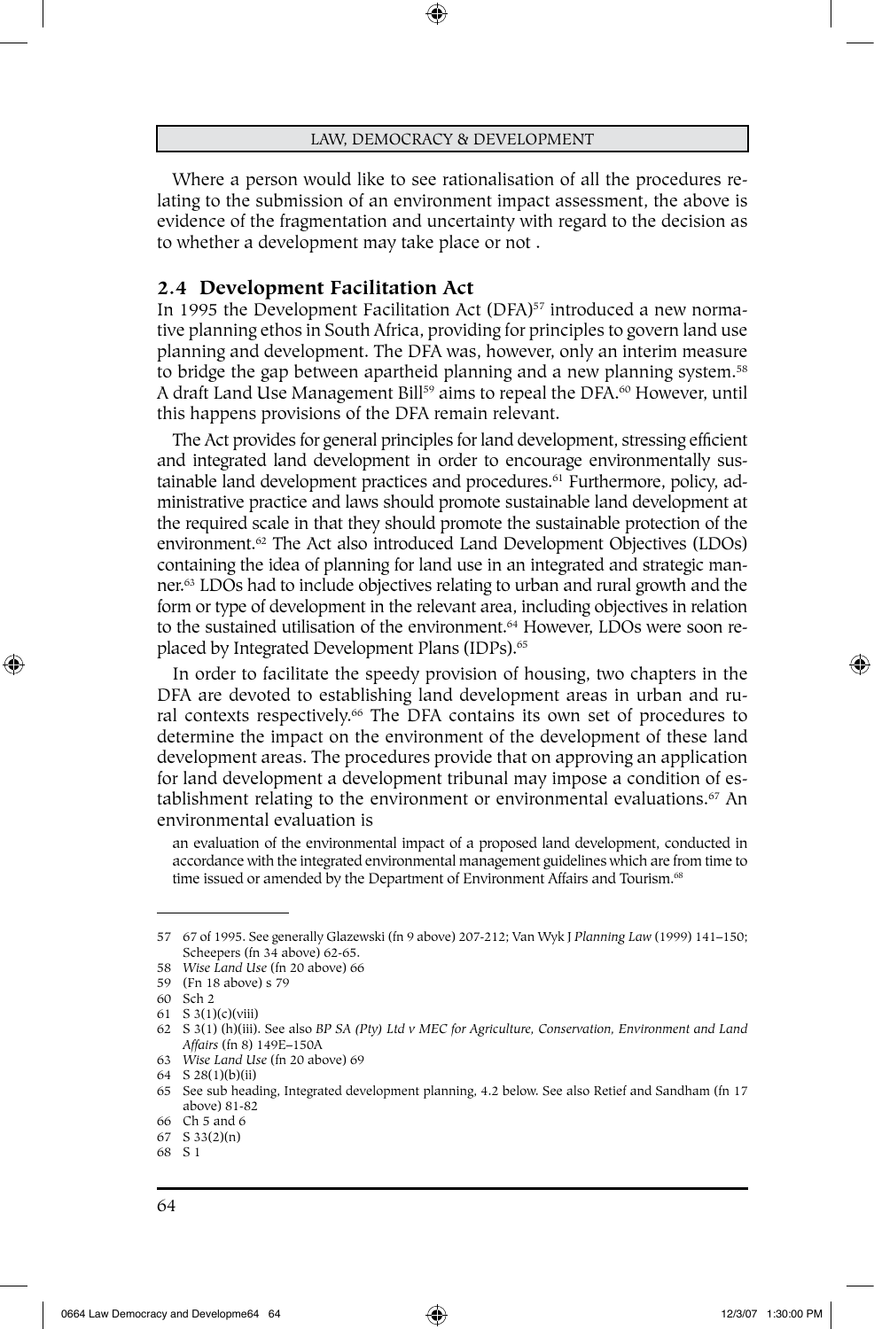Where a person would like to see rationalisation of all the procedures relating to the submission of an environment impact assessment, the above is evidence of the fragmentation and uncertainty with regard to the decision as to whether a development may take place or not .

## 2.4 Development Facilitation Act

In 1995 the Development Facilitation Act (DFA)[57] introduced a new normative planning ethos in South Africa, providing for principles to govern land use planning and development. The DFA was, however, only an interim measure to bridge the gap between apartheid planning and a new planning system.[58] A draft Land Use Management Bill[59] aims to repeal the DFA.[60] However, until this happens provisions of the DFA remain relevant.

The Act provides for general principles for land development, stressing efficient and integrated land development in order to encourage environmentally sustainable land development practices and procedures.[61] Furthermore, policy, administrative practice and laws should promote sustainable land development at the required scale in that they should promote the sustainable protection of the environment.[62] The Act also introduced Land Development Objectives (LDOs) containing the idea of planning for land use in an integrated and strategic manner.[63] LDOs had to include objectives relating to urban and rural growth and the form or type of development in the relevant area, including objectives in relation to the sustained utilisation of the environment.[64] However, LDOs were soon replaced by Integrated Development Plans (IDPs).[65]

In order to facilitate the speedy provision of housing, two chapters in the DFA are devoted to establishing land development areas in urban and rural contexts respectively.[66] The DFA contains its own set of procedures to determine the impact on the environment of the development of these land development areas. The procedures provide that on approving an application for land development a development tribunal may impose a condition of establishment relating to the environment or environmental evaluations.[67] An environmental evaluation is

> an evaluation of the environmental impact of a proposed land development, conducted in accordance with the integrated environmental management guidelines which are from time to time issued or amended by the Department of Environment Affairs and Tourism.[68]

---

57 67 of 1995. See generally Glazewski (fn 9 above) 207-212; Van Wyk J *Planning Law* (1999) 141–150; Scheepers (fn 34 above) 62-65.

58 *Wise Land Use* (fn 20 above) 66

59 (Fn 18 above) s 79

60 Sch 2

61 S 3(1)(c)(viii)

62 S 3(1) (h)(iii). See also *BP SA (Pty) Ltd v MEC for Agriculture, Conservation, Environment and Land Affairs* (fn 8) 149E–150A

63 *Wise Land Use* (fn 20 above) 69

64 S 28(1)(b)(ii)

65 See sub heading, Integrated development planning, 4.2 below. See also Retief and Sandham (fn 17 above) 81-82

66 Ch 5 and 6

67 S 33(2)(n)

68 S 1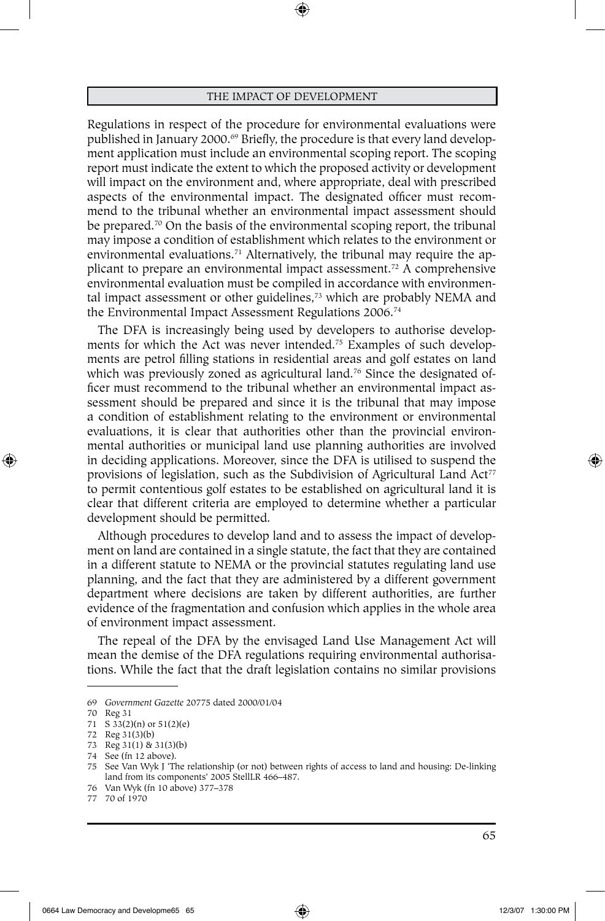Regulations in respect of the procedure for environmental evaluations were published in January 2000.[69] Briefly, the procedure is that every land development application must include an environmental scoping report. The scoping report must indicate the extent to which the proposed activity or development will impact on the environment and, where appropriate, deal with prescribed aspects of the environmental impact. The designated officer must recommend to the tribunal whether an environmental impact assessment should be prepared.[70] On the basis of the environmental scoping report, the tribunal may impose a condition of establishment which relates to the environment or environmental evaluations.[71] Alternatively, the tribunal may require the applicant to prepare an environmental impact assessment.[72] A comprehensive environmental evaluation must be compiled in accordance with environmental impact assessment or other guidelines,[73] which are probably NEMA and the Environmental Impact Assessment Regulations 2006.[74]

The DFA is increasingly being used by developers to authorise developments for which the Act was never intended.[75] Examples of such developments are petrol filling stations in residential areas and golf estates on land which was previously zoned as agricultural land.[76] Since the designated officer must recommend to the tribunal whether an environmental impact assessment should be prepared and since it is the tribunal that may impose a condition of establishment relating to the environment or environmental evaluations, it is clear that authorities other than the provincial environmental authorities or municipal land use planning authorities are involved in deciding applications. Moreover, since the DFA is utilised to suspend the provisions of legislation, such as the Subdivision of Agricultural Land Act[77] to permit contentious golf estates to be established on agricultural land it is clear that different criteria are employed to determine whether a particular development should be permitted.

Although procedures to develop land and to assess the impact of development on land are contained in a single statute, the fact that they are contained in a different statute to NEMA or the provincial statutes regulating land use planning, and the fact that they are administered by a different government department where decisions are taken by different authorities, are further evidence of the fragmentation and confusion which applies in the whole area of environment impact assessment.

The repeal of the DFA by the envisaged Land Use Management Act will mean the demise of the DFA regulations requiring environmental authorisations. While the fact that the draft legislation contains no similar provisions

---

69 *Government Gazette* 20775 dated 2000/01/04

70 Reg 31

71 S 33(2)(n) or 51(2)(e)

72 Reg 31(3)(b)

73 Reg 31(1) & 31(3)(b)

74 See (fn 12 above).

75 See Van Wyk J 'The relationship (or not) between rights of access to land and housing: De-linking land from its components' 2005 StellLR 466–487.

76 Van Wyk (fn 10 above) 377–378

77 70 of 1970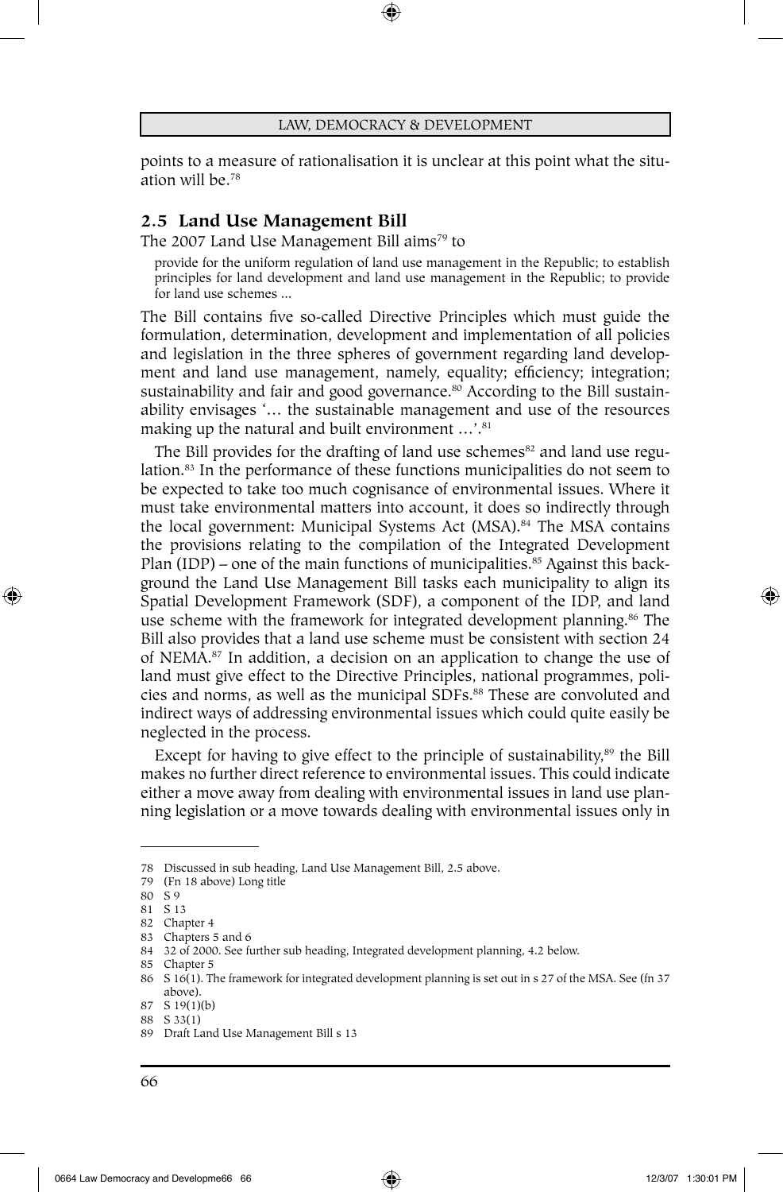points to a measure of rationalisation it is unclear at this point what the situation will be.[78]

### 2.5 Land Use Management Bill

The 2007 Land Use Management Bill aims[79] to

> provide for the uniform regulation of land use management in the Republic; to establish principles for land development and land use management in the Republic; to provide for land use schemes ...

The Bill contains five so-called Directive Principles which must guide the formulation, determination, development and implementation of all policies and legislation in the three spheres of government regarding land development and land use management, namely, equality; efficiency; integration; sustainability and fair and good governance.[80] According to the Bill sustainability envisages '… the sustainable management and use of the resources making up the natural and built environment …'.[81]

The Bill provides for the drafting of land use schemes[82] and land use regulation.[83] In the performance of these functions municipalities do not seem to be expected to take too much cognisance of environmental issues. Where it must take environmental matters into account, it does so indirectly through the local government: Municipal Systems Act (MSA).[84] The MSA contains the provisions relating to the compilation of the Integrated Development Plan (IDP) – one of the main functions of municipalities.[85] Against this background the Land Use Management Bill tasks each municipality to align its Spatial Development Framework (SDF), a component of the IDP, and land use scheme with the framework for integrated development planning.[86] The Bill also provides that a land use scheme must be consistent with section 24 of NEMA.[87] In addition, a decision on an application to change the use of land must give effect to the Directive Principles, national programmes, policies and norms, as well as the municipal SDFs.[88] These are convoluted and indirect ways of addressing environmental issues which could quite easily be neglected in the process.

Except for having to give effect to the principle of sustainability,[89] the Bill makes no further direct reference to environmental issues. This could indicate either a move away from dealing with environmental issues in land use planning legislation or a move towards dealing with environmental issues only in

---

78 Discussed in sub heading, Land Use Management Bill, 2.5 above.

79 (Fn 18 above) Long title

80 S 9

81 S 13

82 Chapter 4

83 Chapters 5 and 6

84 32 of 2000. See further sub heading, Integrated development planning, 4.2 below.

85 Chapter 5

86 S 16(1). The framework for integrated development planning is set out in s 27 of the MSA. See (fn 37 above).

87 S 19(1)(b)

88 S 33(1)

89 Draft Land Use Management Bill s 13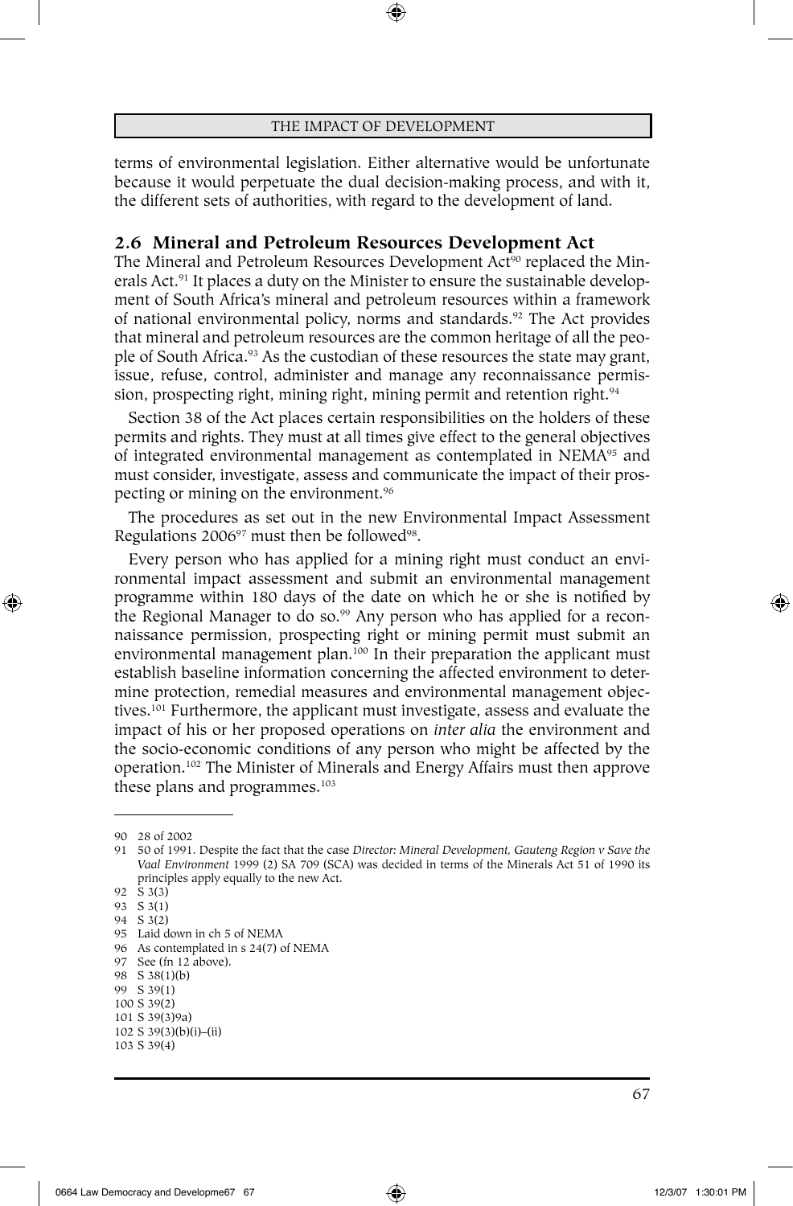terms of environmental legislation. Either alternative would be unfortunate because it would perpetuate the dual decision-making process, and with it, the different sets of authorities, with regard to the development of land.

## 2.6 Mineral and Petroleum Resources Development Act

The Mineral and Petroleum Resources Development Act[90] replaced the Minerals Act.[91] It places a duty on the Minister to ensure the sustainable development of South Africa's mineral and petroleum resources within a framework of national environmental policy, norms and standards.[92] The Act provides that mineral and petroleum resources are the common heritage of all the people of South Africa.[93] As the custodian of these resources the state may grant, issue, refuse, control, administer and manage any reconnaissance permission, prospecting right, mining right, mining permit and retention right.[94]

Section 38 of the Act places certain responsibilities on the holders of these permits and rights. They must at all times give effect to the general objectives of integrated environmental management as contemplated in NEMA[95] and must consider, investigate, assess and communicate the impact of their prospecting or mining on the environment.[96]

The procedures as set out in the new Environmental Impact Assessment Regulations 2006[97] must then be followed[98].

Every person who has applied for a mining right must conduct an environmental impact assessment and submit an environmental management programme within 180 days of the date on which he or she is notified by the Regional Manager to do so.[99] Any person who has applied for a reconnaissance permission, prospecting right or mining permit must submit an environmental management plan.[100] In their preparation the applicant must establish baseline information concerning the affected environment to determine protection, remedial measures and environmental management objectives.[101] Furthermore, the applicant must investigate, assess and evaluate the impact of his or her proposed operations on *inter alia* the environment and the socio-economic conditions of any person who might be affected by the operation.[102] The Minister of Minerals and Energy Affairs must then approve these plans and programmes.[103]

---

90 28 of 2002

91 50 of 1991. Despite the fact that the case *Director: Mineral Development, Gauteng Region v Save the Vaal Environment* 1999 (2) SA 709 (SCA) was decided in terms of the Minerals Act 51 of 1990 its principles apply equally to the new Act.

92 S 3(3)

93 S 3(1)

94 S 3(2)

95 Laid down in ch 5 of NEMA

96 As contemplated in s 24(7) of NEMA

97 See (fn 12 above).

98 S 38(1)(b)

99 S 39(1)

100 S 39(2)

101 S 39(3)9a)

102 S 39(3)(b)(i)–(ii)

103 S 39(4)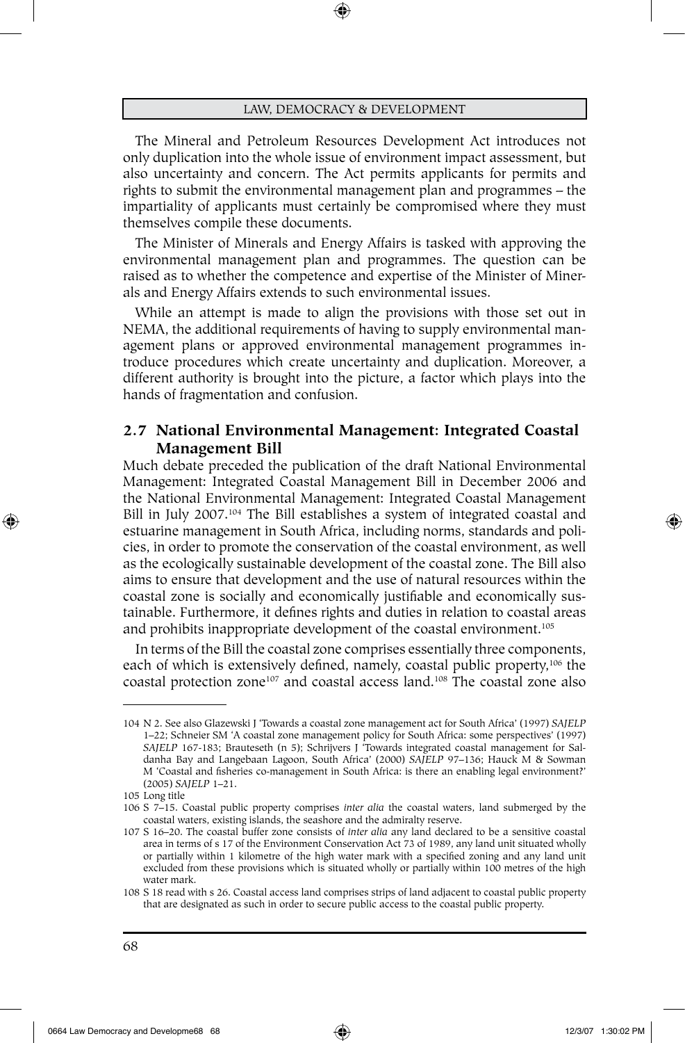The Mineral and Petroleum Resources Development Act introduces not only duplication into the whole issue of environment impact assessment, but also uncertainty and concern. The Act permits applicants for permits and rights to submit the environmental management plan and programmes – the impartiality of applicants must certainly be compromised where they must themselves compile these documents.

The Minister of Minerals and Energy Affairs is tasked with approving the environmental management plan and programmes. The question can be raised as to whether the competence and expertise of the Minister of Minerals and Energy Affairs extends to such environmental issues.

While an attempt is made to align the provisions with those set out in NEMA, the additional requirements of having to supply environmental management plans or approved environmental management programmes introduce procedures which create uncertainty and duplication. Moreover, a different authority is brought into the picture, a factor which plays into the hands of fragmentation and confusion.

## 2.7 National Environmental Management: Integrated Coastal Management Bill

Much debate preceded the publication of the draft National Environmental Management: Integrated Coastal Management Bill in December 2006 and the National Environmental Management: Integrated Coastal Management Bill in July 2007.[104] The Bill establishes a system of integrated coastal and estuarine management in South Africa, including norms, standards and policies, in order to promote the conservation of the coastal environment, as well as the ecologically sustainable development of the coastal zone. The Bill also aims to ensure that development and the use of natural resources within the coastal zone is socially and economically justifiable and economically sustainable. Furthermore, it defines rights and duties in relation to coastal areas and prohibits inappropriate development of the coastal environment.[105]

In terms of the Bill the coastal zone comprises essentially three components, each of which is extensively defined, namely, coastal public property,[106] the coastal protection zone[107] and coastal access land.[108] The coastal zone also

---

104 N 2. See also Glazewski J 'Towards a coastal zone management act for South Africa' (1997) *SAJELP* 1–22; Schneier SM 'A coastal zone management policy for South Africa: some perspectives' (1997) *SAJELP* 167-183; Brauteseth (n 5); Schrijvers J 'Towards integrated coastal management for Saldanha Bay and Langebaan Lagoon, South Africa' (2000) *SAJELP* 97–136; Hauck M & Sowman M 'Coastal and fisheries co-management in South Africa: is there an enabling legal environment?' (2005) *SAJELP* 1–21.

105 Long title

106 S 7–15. Coastal public property comprises *inter alia* the coastal waters, land submerged by the coastal waters, existing islands, the seashore and the admiralty reserve.

107 S 16–20. The coastal buffer zone consists of *inter alia* any land declared to be a sensitive coastal area in terms of s 17 of the Environment Conservation Act 73 of 1989, any land unit situated wholly or partially within 1 kilometre of the high water mark with a specified zoning and any land unit excluded from these provisions which is situated wholly or partially within 100 metres of the high water mark.

108 S 18 read with s 26. Coastal access land comprises strips of land adjacent to coastal public property that are designated as such in order to secure public access to the coastal public property.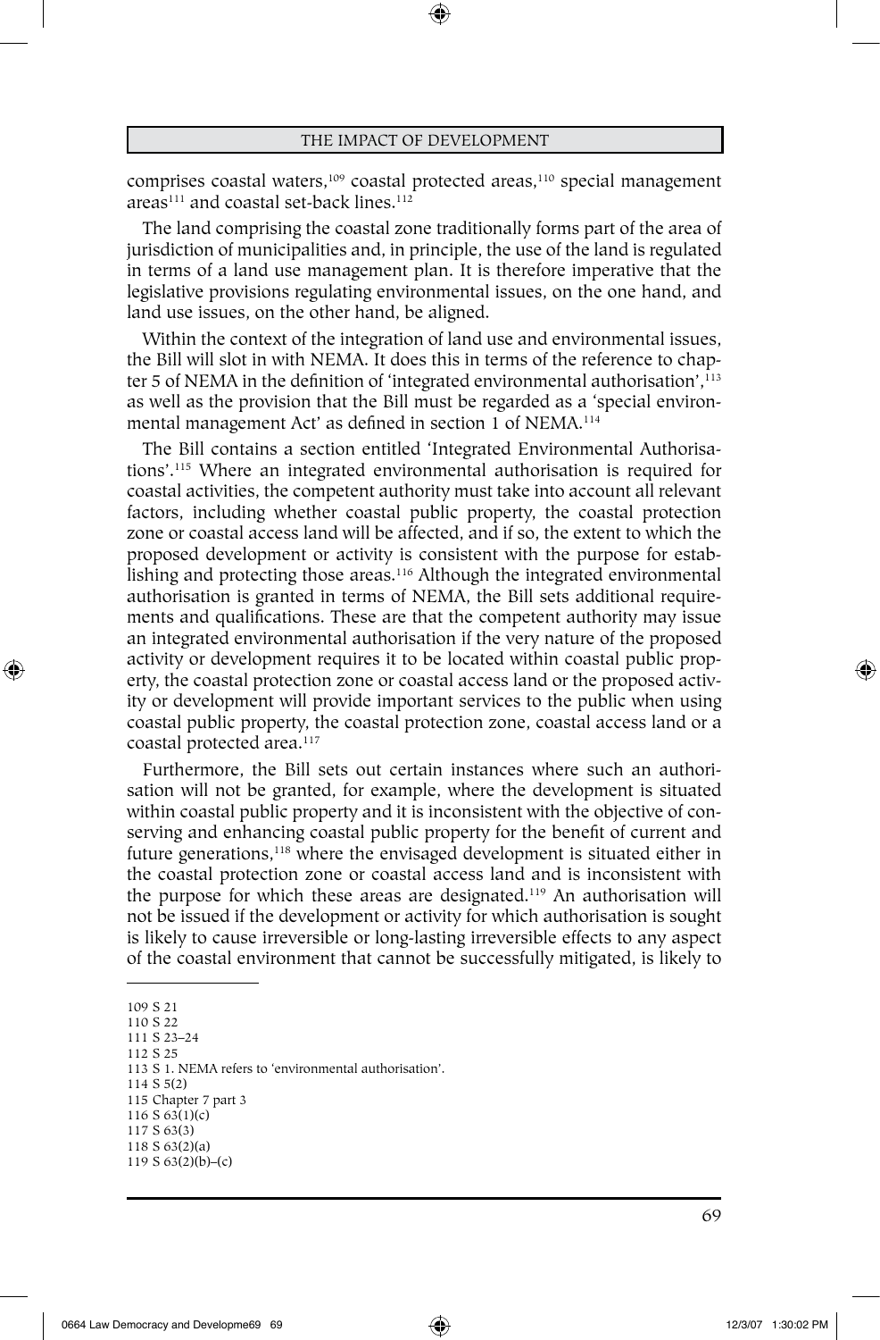comprises coastal waters,[109] coastal protected areas,[110] special management areas[111] and coastal set-back lines.[112]

The land comprising the coastal zone traditionally forms part of the area of jurisdiction of municipalities and, in principle, the use of the land is regulated in terms of a land use management plan. It is therefore imperative that the legislative provisions regulating environmental issues, on the one hand, and land use issues, on the other hand, be aligned.

Within the context of the integration of land use and environmental issues, the Bill will slot in with NEMA. It does this in terms of the reference to chapter 5 of NEMA in the definition of 'integrated environmental authorisation',[113] as well as the provision that the Bill must be regarded as a 'special environmental management Act' as defined in section 1 of NEMA.[114]

The Bill contains a section entitled 'Integrated Environmental Authorisations'.[115] Where an integrated environmental authorisation is required for coastal activities, the competent authority must take into account all relevant factors, including whether coastal public property, the coastal protection zone or coastal access land will be affected, and if so, the extent to which the proposed development or activity is consistent with the purpose for establishing and protecting those areas.[116] Although the integrated environmental authorisation is granted in terms of NEMA, the Bill sets additional requirements and qualifications. These are that the competent authority may issue an integrated environmental authorisation if the very nature of the proposed activity or development requires it to be located within coastal public property, the coastal protection zone or coastal access land or the proposed activity or development will provide important services to the public when using coastal public property, the coastal protection zone, coastal access land or a coastal protected area.[117]

Furthermore, the Bill sets out certain instances where such an authorisation will not be granted, for example, where the development is situated within coastal public property and it is inconsistent with the objective of conserving and enhancing coastal public property for the benefit of current and future generations,[118] where the envisaged development is situated either in the coastal protection zone or coastal access land and is inconsistent with the purpose for which these areas are designated.[119] An authorisation will not be issued if the development or activity for which authorisation is sought is likely to cause irreversible or long-lasting irreversible effects to any aspect of the coastal environment that cannot be successfully mitigated, is likely to

---

109 S 21
110 S 22
111 S 23–24
112 S 25
113 S 1. NEMA refers to 'environmental authorisation'.
114 S 5(2)
115 Chapter 7 part 3
116 S 63(1)(c)
117 S 63(3)
118 S 63(2)(a)
119 S 63(2)(b)–(c)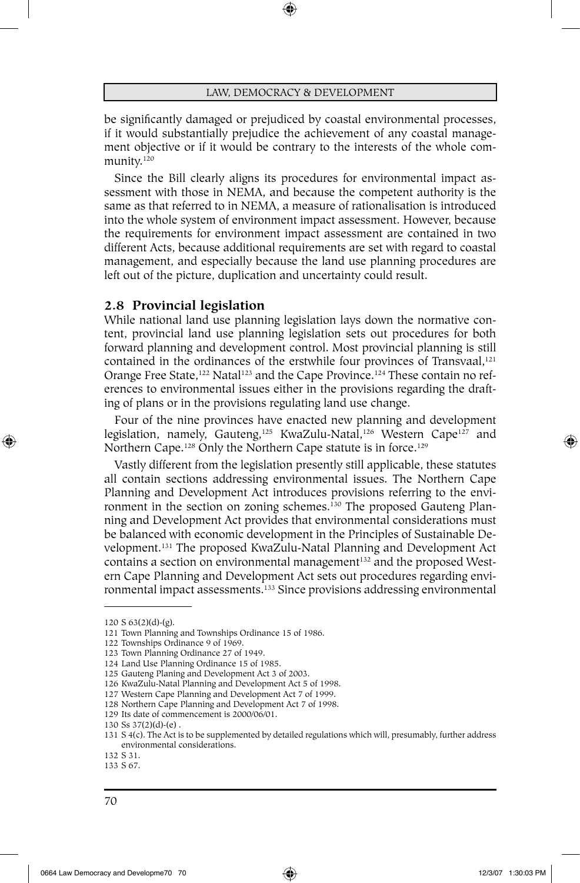be significantly damaged or prejudiced by coastal environmental processes, if it would substantially prejudice the achievement of any coastal management objective or if it would be contrary to the interests of the whole community.[120]

Since the Bill clearly aligns its procedures for environmental impact assessment with those in NEMA, and because the competent authority is the same as that referred to in NEMA, a measure of rationalisation is introduced into the whole system of environment impact assessment. However, because the requirements for environment impact assessment are contained in two different Acts, because additional requirements are set with regard to coastal management, and especially because the land use planning procedures are left out of the picture, duplication and uncertainty could result.

## 2.8 Provincial legislation

While national land use planning legislation lays down the normative content, provincial land use planning legislation sets out procedures for both forward planning and development control. Most provincial planning is still contained in the ordinances of the erstwhile four provinces of Transvaal,[121] Orange Free State,[122] Natal[123] and the Cape Province.[124] These contain no references to environmental issues either in the provisions regarding the drafting of plans or in the provisions regulating land use change.

Four of the nine provinces have enacted new planning and development legislation, namely, Gauteng,[125] KwaZulu-Natal,[126] Western Cape[127] and Northern Cape.[128] Only the Northern Cape statute is in force.[129]

Vastly different from the legislation presently still applicable, these statutes all contain sections addressing environmental issues. The Northern Cape Planning and Development Act introduces provisions referring to the environment in the section on zoning schemes.[130] The proposed Gauteng Planning and Development Act provides that environmental considerations must be balanced with economic development in the Principles of Sustainable Development.[131] The proposed KwaZulu-Natal Planning and Development Act contains a section on environmental management[132] and the proposed Western Cape Planning and Development Act sets out procedures regarding environmental impact assessments.[133] Since provisions addressing environmental

---

120 S 63(2)(d)-(g).

121 Town Planning and Townships Ordinance 15 of 1986.

122 Townships Ordinance 9 of 1969.

123 Town Planning Ordinance 27 of 1949.

124 Land Use Planning Ordinance 15 of 1985.

125 Gauteng Planing and Development Act 3 of 2003.

126 KwaZulu-Natal Planning and Development Act 5 of 1998.

127 Western Cape Planning and Development Act 7 of 1999.

128 Northern Cape Planning and Development Act 7 of 1998.

129 Its date of commencement is 2000/06/01.

130 Ss 37(2)(d)-(e) .

131 S 4(c). The Act is to be supplemented by detailed regulations which will, presumably, further address environmental considerations.

132 S 31.

133 S 67.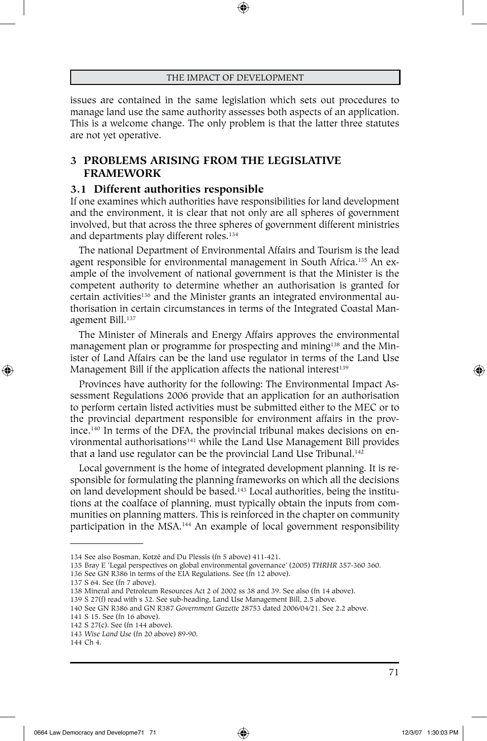issues are contained in the same legislation which sets out procedures to manage land use the same authority assesses both aspects of an application. This is a welcome change. The only problem is that the latter three statutes are not yet operative.

## 3 PROBLEMS ARISING FROM THE LEGISLATIVE FRAMEWORK

### 3.1 Different authorities responsible

If one examines which authorities have responsibilities for land development and the environment, it is clear that not only are all spheres of government involved, but that across the three spheres of government different ministries and departments play different roles.[134]

The national Department of Environmental Affairs and Tourism is the lead agent responsible for environmental management in South Africa.[135] An example of the involvement of national government is that the Minister is the competent authority to determine whether an authorisation is granted for certain activities[136] and the Minister grants an integrated environmental authorisation in certain circumstances in terms of the Integrated Coastal Management Bill.[137]

The Minister of Minerals and Energy Affairs approves the environmental management plan or programme for prospecting and mining[138] and the Minister of Land Affairs can be the land use regulator in terms of the Land Use Management Bill if the application affects the national interest[139]

Provinces have authority for the following: The Environmental Impact Assessment Regulations 2006 provide that an application for an authorisation to perform certain listed activities must be submitted either to the MEC or to the provincial department responsible for environment affairs in the province.[140] In terms of the DFA, the provincial tribunal makes decisions on environmental authorisations[141] while the Land Use Management Bill provides that a land use regulator can be the provincial Land Use Tribunal.[142]

Local government is the home of integrated development planning. It is responsible for formulating the planning frameworks on which all the decisions on land development should be based.[143] Local authorities, being the institutions at the coalface of planning, must typically obtain the inputs from communities on planning matters. This is reinforced in the chapter on community participation in the MSA.[144] An example of local government responsibility

---

134 See also Bosman, Kotzé and Du Plessis (fn 5 above) 411-421.

135 Bray E 'Legal perspectives on global environmental governance' (2005) *THRHR* 357-360 360.

136 See GN R386 in terms of the EIA Regulations. See (fn 12 above).

137 S 64. See (fn 7 above).

138 Mineral and Petroleum Resources Act 2 of 2002 ss 38 and 39. See also (fn 14 above).

139 S 27(f) read with s 32. See sub-heading, Land Use Management Bill, 2.5 above.

140 See GN R386 and GN R387 *Government Gazette* 28753 dated 2006/04/21. See 2.2 above.

141 S 15. See (fn 16 above).

142 S 27(c). See (fn 144 above).

143 *Wise Land Use* (fn 20 above) 89-90.

144 Ch 4.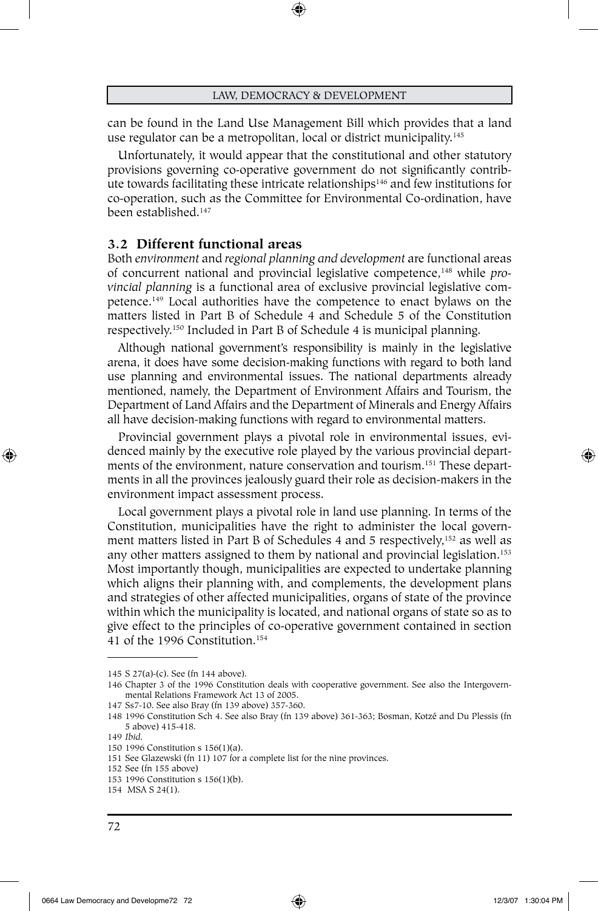can be found in the Land Use Management Bill which provides that a land use regulator can be a metropolitan, local or district municipality.[145]

Unfortunately, it would appear that the constitutional and other statutory provisions governing co-operative government do not significantly contribute towards facilitating these intricate relationships[146] and few institutions for co-operation, such as the Committee for Environmental Co-ordination, have been established.[147]

### 3.2 Different functional areas

Both *environment* and *regional planning and development* are functional areas of concurrent national and provincial legislative competence,[148] while *provincial planning* is a functional area of exclusive provincial legislative competence.[149] Local authorities have the competence to enact bylaws on the matters listed in Part B of Schedule 4 and Schedule 5 of the Constitution respectively.[150] Included in Part B of Schedule 4 is municipal planning.

Although national government's responsibility is mainly in the legislative arena, it does have some decision-making functions with regard to both land use planning and environmental issues. The national departments already mentioned, namely, the Department of Environment Affairs and Tourism, the Department of Land Affairs and the Department of Minerals and Energy Affairs all have decision-making functions with regard to environmental matters.

Provincial government plays a pivotal role in environmental issues, evidenced mainly by the executive role played by the various provincial departments of the environment, nature conservation and tourism.[151] These departments in all the provinces jealously guard their role as decision-makers in the environment impact assessment process.

Local government plays a pivotal role in land use planning. In terms of the Constitution, municipalities have the right to administer the local government matters listed in Part B of Schedules 4 and 5 respectively,[152] as well as any other matters assigned to them by national and provincial legislation.[153] Most importantly though, municipalities are expected to undertake planning which aligns their planning with, and complements, the development plans and strategies of other affected municipalities, organs of state of the province within which the municipality is located, and national organs of state so as to give effect to the principles of co-operative government contained in section 41 of the 1996 Constitution.[154]

---

145 S 27(a)-(c). See (fn 144 above).

146 Chapter 3 of the 1996 Constitution deals with cooperative government. See also the Intergovernmental Relations Framework Act 13 of 2005.

147 Ss7-10. See also Bray (fn 139 above) 357-360.

148 1996 Constitution Sch 4. See also Bray (fn 139 above) 361-363; Bosman, Kotzé and Du Plessis (fn 5 above) 415-418.

149 *Ibid*.

150 1996 Constitution s 156(1)(a).

151 See Glazewski (fn 11) 107 for a complete list for the nine provinces.

152 See (fn 155 above)

153 1996 Constitution s 156(1)(b).

154 MSA S 24(1).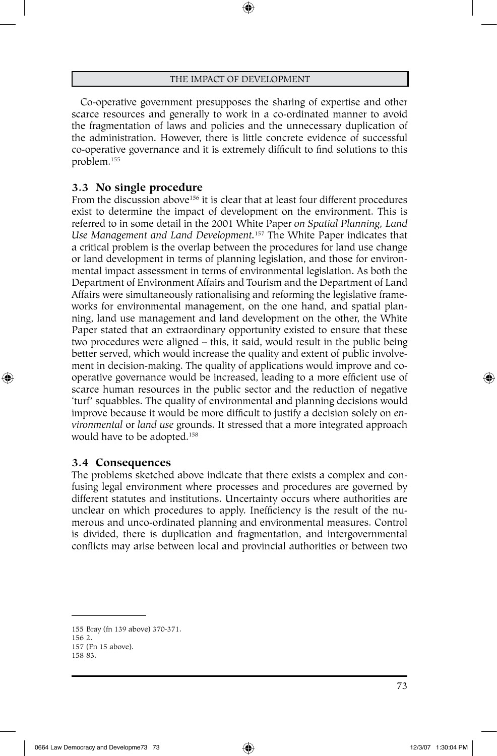Co-operative government presupposes the sharing of expertise and other scarce resources and generally to work in a co-ordinated manner to avoid the fragmentation of laws and policies and the unnecessary duplication of the administration. However, there is little concrete evidence of successful co-operative governance and it is extremely difficult to find solutions to this problem.[155]

### 3.3 No single procedure

From the discussion above[156] it is clear that at least four different procedures exist to determine the impact of development on the environment. This is referred to in some detail in the 2001 White Paper *on Spatial Planning, Land Use Management and Land Development*.[157] The White Paper indicates that a critical problem is the overlap between the procedures for land use change or land development in terms of planning legislation, and those for environmental impact assessment in terms of environmental legislation. As both the Department of Environment Affairs and Tourism and the Department of Land Affairs were simultaneously rationalising and reforming the legislative frameworks for environmental management, on the one hand, and spatial planning, land use management and land development on the other, the White Paper stated that an extraordinary opportunity existed to ensure that these two procedures were aligned – this, it said, would result in the public being better served, which would increase the quality and extent of public involvement in decision-making. The quality of applications would improve and co-operative governance would be increased, leading to a more efficient use of scarce human resources in the public sector and the reduction of negative 'turf' squabbles. The quality of environmental and planning decisions would improve because it would be more difficult to justify a decision solely on *environmental* or *land use* grounds. It stressed that a more integrated approach would have to be adopted.[158]

### 3.4 Consequences

The problems sketched above indicate that there exists a complex and confusing legal environment where processes and procedures are governed by different statutes and institutions. Uncertainty occurs where authorities are unclear on which procedures to apply. Inefficiency is the result of the numerous and unco-ordinated planning and environmental measures. Control is divided, there is duplication and fragmentation, and intergovernmental conflicts may arise between local and provincial authorities or between two

---

155 Bray (fn 139 above) 370-371.
156 2.
157 (Fn 15 above).
158 83.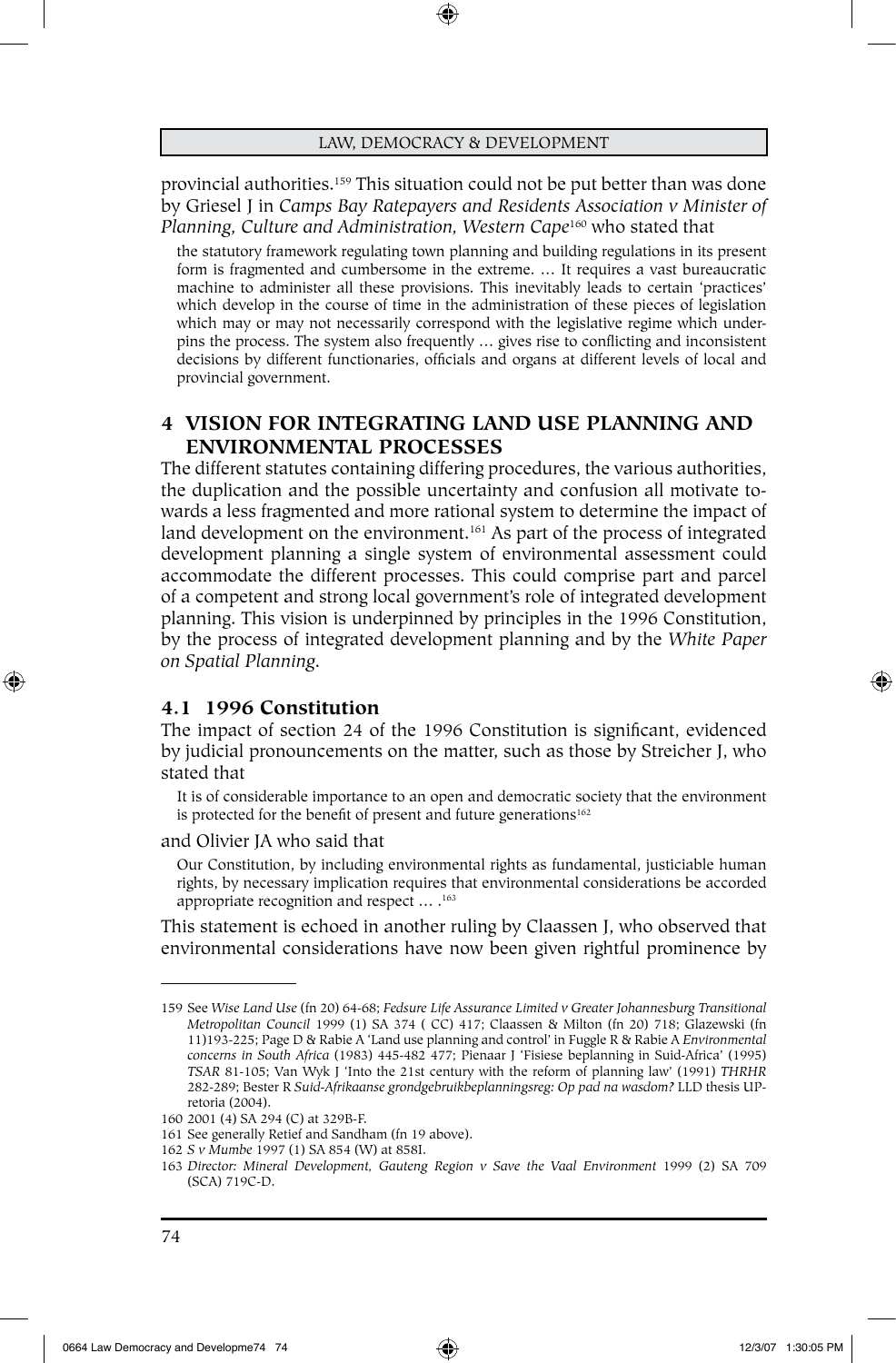provincial authorities.[159] This situation could not be put better than was done by Griesel J in *Camps Bay Ratepayers and Residents Association v Minister of Planning, Culture and Administration, Western Cape*[160] who stated that

> the statutory framework regulating town planning and building regulations in its present form is fragmented and cumbersome in the extreme. … It requires a vast bureaucratic machine to administer all these provisions. This inevitably leads to certain 'practices' which develop in the course of time in the administration of these pieces of legislation which may or may not necessarily correspond with the legislative regime which underpins the process. The system also frequently … gives rise to conflicting and inconsistent decisions by different functionaries, officials and organs at different levels of local and provincial government.

## 4 VISION FOR INTEGRATING LAND USE PLANNING AND ENVIRONMENTAL PROCESSES

The different statutes containing differing procedures, the various authorities, the duplication and the possible uncertainty and confusion all motivate towards a less fragmented and more rational system to determine the impact of land development on the environment.[161] As part of the process of integrated development planning a single system of environmental assessment could accommodate the different processes. This could comprise part and parcel of a competent and strong local government's role of integrated development planning. This vision is underpinned by principles in the 1996 Constitution, by the process of integrated development planning and by the *White Paper on Spatial Planning*.

### 4.1 1996 Constitution

The impact of section 24 of the 1996 Constitution is significant, evidenced by judicial pronouncements on the matter, such as those by Streicher J, who stated that

> It is of considerable importance to an open and democratic society that the environment is protected for the benefit of present and future generations[162]

and Olivier JA who said that

> Our Constitution, by including environmental rights as fundamental, justiciable human rights, by necessary implication requires that environmental considerations be accorded appropriate recognition and respect … .[163]

This statement is echoed in another ruling by Claassen J, who observed that environmental considerations have now been given rightful prominence by

---

159 See *Wise Land Use* (fn 20) 64-68; *Fedsure Life Assurance Limited v Greater Johannesburg Transitional Metropolitan Council* 1999 (1) SA 374 ( CC) 417; Claassen & Milton (fn 20) 718; Glazewski (fn 11)193-225; Page D & Rabie A 'Land use planning and control' in Fuggle R & Rabie A *Environmental concerns in South Africa* (1983) 445-482 477; Pienaar J 'Fisiese beplanning in Suid-Afrika' (1995) *TSAR* 81-105; Van Wyk J 'Into the 21st century with the reform of planning law' (1991) *THRHR* 282-289; Bester R *Suid-Afrikaanse grondgebruikbeplanningsreg: Op pad na wasdom?* LLD thesis UP-retoria (2004).

160 2001 (4) SA 294 (C) at 329B-F.

161 See generally Retief and Sandham (fn 19 above).

162 *S v Mumbe* 1997 (1) SA 854 (W) at 858I.

163 *Director: Mineral Development, Gauteng Region v Save the Vaal Environment* 1999 (2) SA 709 (SCA) 719C-D.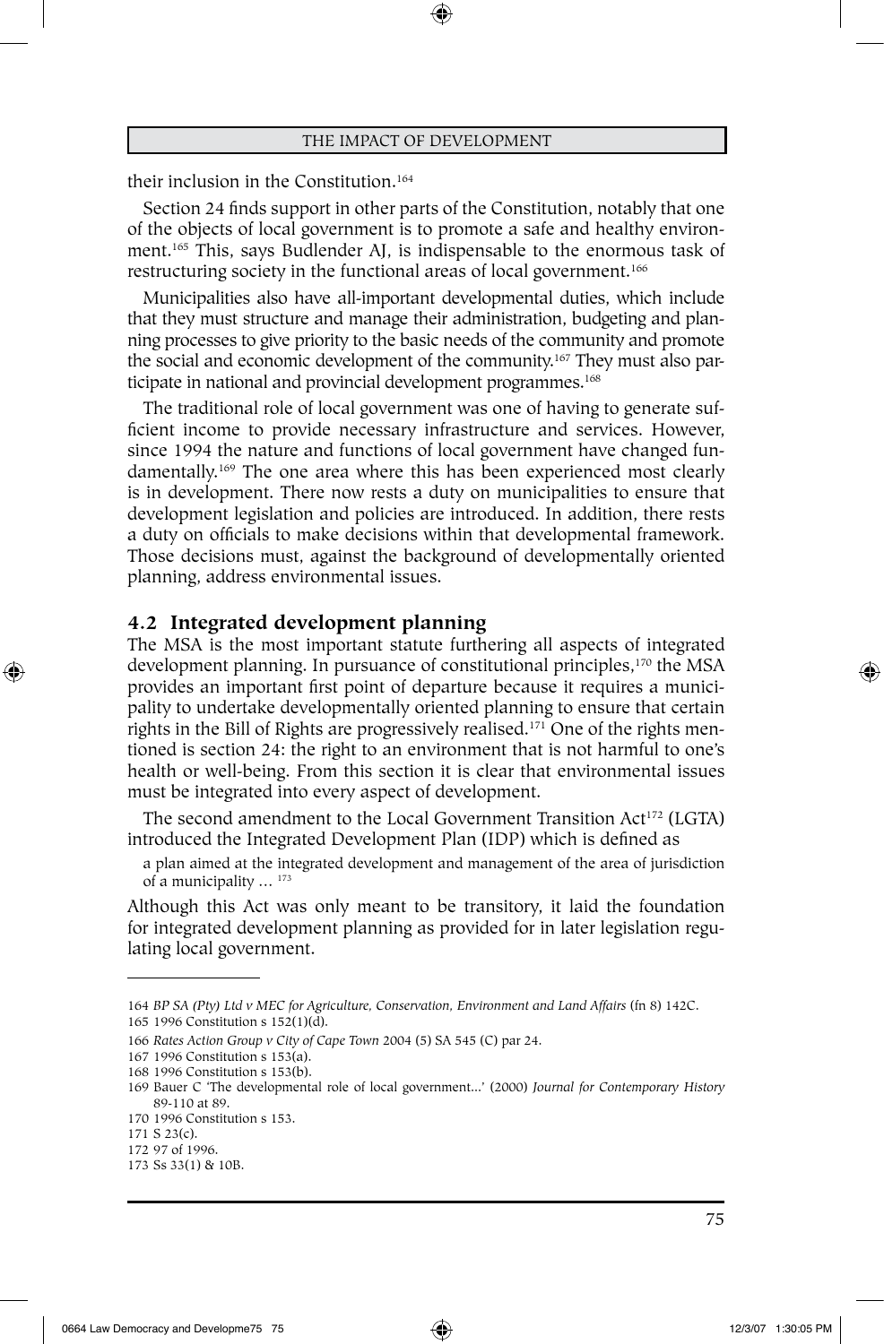their inclusion in the Constitution.[164]

Section 24 finds support in other parts of the Constitution, notably that one of the objects of local government is to promote a safe and healthy environment.[165] This, says Budlender AJ, is indispensable to the enormous task of restructuring society in the functional areas of local government.[166]

Municipalities also have all-important developmental duties, which include that they must structure and manage their administration, budgeting and planning processes to give priority to the basic needs of the community and promote the social and economic development of the community.[167] They must also participate in national and provincial development programmes.[168]

The traditional role of local government was one of having to generate sufficient income to provide necessary infrastructure and services. However, since 1994 the nature and functions of local government have changed fundamentally.[169] The one area where this has been experienced most clearly is in development. There now rests a duty on municipalities to ensure that development legislation and policies are introduced. In addition, there rests a duty on officials to make decisions within that developmental framework. Those decisions must, against the background of developmentally oriented planning, address environmental issues.

## 4.2 Integrated development planning

The MSA is the most important statute furthering all aspects of integrated development planning. In pursuance of constitutional principles,[170] the MSA provides an important first point of departure because it requires a municipality to undertake developmentally oriented planning to ensure that certain rights in the Bill of Rights are progressively realised.[171] One of the rights mentioned is section 24: the right to an environment that is not harmful to one's health or well-being. From this section it is clear that environmental issues must be integrated into every aspect of development.

The second amendment to the Local Government Transition Act[172] (LGTA) introduced the Integrated Development Plan (IDP) which is defined as

> a plan aimed at the integrated development and management of the area of jurisdiction of a municipality … [173]

Although this Act was only meant to be transitory, it laid the foundation for integrated development planning as provided for in later legislation regulating local government.

---

164 *BP SA (Pty) Ltd v MEC for Agriculture, Conservation, Environment and Land Affairs* (fn 8) 142C.

165 1996 Constitution s 152(1)(d).

166 *Rates Action Group v City of Cape Town* 2004 (5) SA 545 (C) par 24.

167 1996 Constitution s 153(a).

168 1996 Constitution s 153(b).

169 Bauer C 'The developmental role of local government...' (2000) *Journal for Contemporary History* 89-110 at 89.

170 1996 Constitution s 153.

171 S 23(c).

172 97 of 1996.

173 Ss 33(1) & 10B.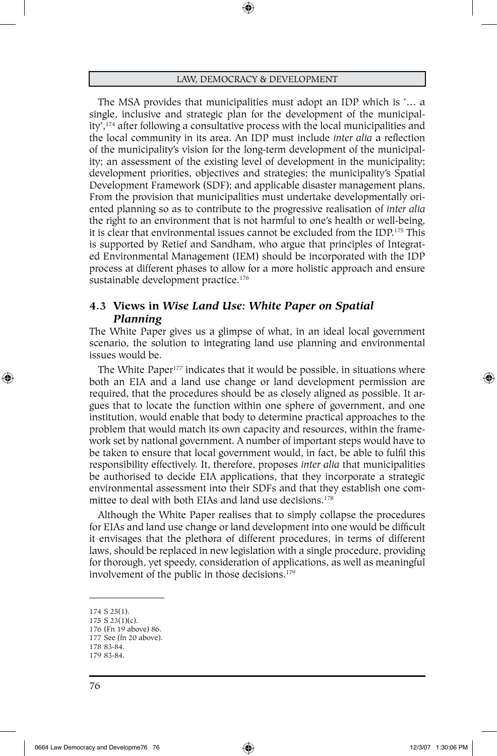The MSA provides that municipalities must adopt an IDP which is '… a single, inclusive and strategic plan for the development of the municipality',[174] after following a consultative process with the local municipalities and the local community in its area. An IDP must include *inter alia* a reflection of the municipality's vision for the long-term development of the municipality; an assessment of the existing level of development in the municipality; development priorities, objectives and strategies; the municipality's Spatial Development Framework (SDF); and applicable disaster management plans. From the provision that municipalities must undertake developmentally oriented planning so as to contribute to the progressive realisation of *inter alia* the right to an environment that is not harmful to one's health or well-being, it is clear that environmental issues cannot be excluded from the IDP.[175] This is supported by Retief and Sandham, who argue that principles of Integrated Environmental Management (IEM) should be incorporated with the IDP process at different phases to allow for a more holistic approach and ensure sustainable development practice.[176]

### 4.3 Views in *Wise Land Use: White Paper on Spatial Planning*

The White Paper gives us a glimpse of what, in an ideal local government scenario, the solution to integrating land use planning and environmental issues would be.

The White Paper[177] indicates that it would be possible, in situations where both an EIA and a land use change or land development permission are required, that the procedures should be as closely aligned as possible. It argues that to locate the function within one sphere of government, and one institution, would enable that body to determine practical approaches to the problem that would match its own capacity and resources, within the framework set by national government. A number of important steps would have to be taken to ensure that local government would, in fact, be able to fulfil this responsibility effectively. It, therefore, proposes *inter alia* that municipalities be authorised to decide EIA applications, that they incorporate a strategic environmental assessment into their SDFs and that they establish one committee to deal with both EIAs and land use decisions.[178]

Although the White Paper realises that to simply collapse the procedures for EIAs and land use change or land development into one would be difficult it envisages that the plethora of different procedures, in terms of different laws, should be replaced in new legislation with a single procedure, providing for thorough, yet speedy, consideration of applications, as well as meaningful involvement of the public in those decisions.[179]

---

174 S 25(1).
175 S 23(1)(c).
176 (Fn 19 above) 86.
177 See (fn 20 above).
178 83-84.
179 83-84.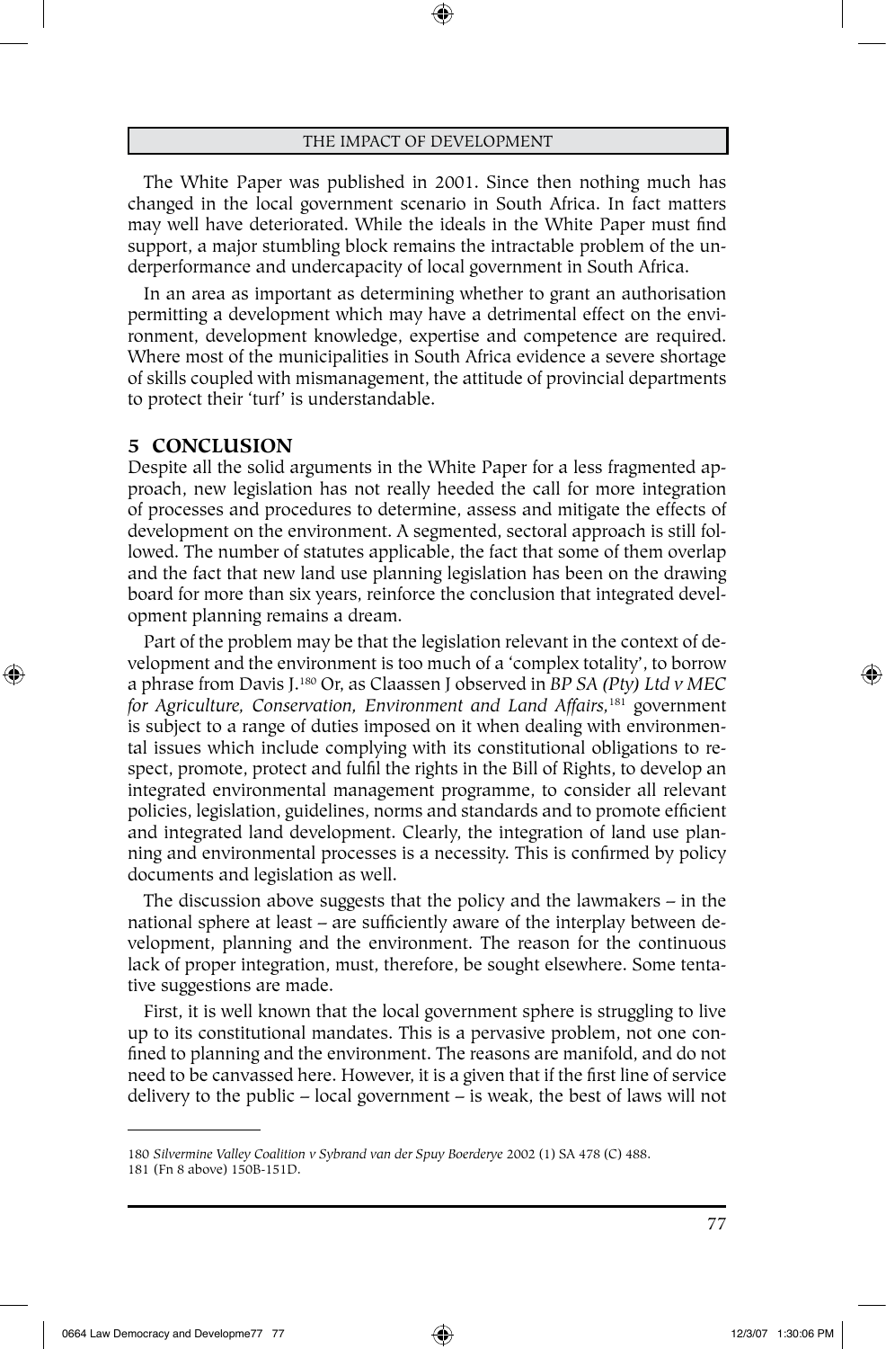The White Paper was published in 2001. Since then nothing much has changed in the local government scenario in South Africa. In fact matters may well have deteriorated. While the ideals in the White Paper must find support, a major stumbling block remains the intractable problem of the underperformance and undercapacity of local government in South Africa.

In an area as important as determining whether to grant an authorisation permitting a development which may have a detrimental effect on the environment, development knowledge, expertise and competence are required. Where most of the municipalities in South Africa evidence a severe shortage of skills coupled with mismanagement, the attitude of provincial departments to protect their 'turf' is understandable.

## 5 CONCLUSION

Despite all the solid arguments in the White Paper for a less fragmented approach, new legislation has not really heeded the call for more integration of processes and procedures to determine, assess and mitigate the effects of development on the environment. A segmented, sectoral approach is still followed. The number of statutes applicable, the fact that some of them overlap and the fact that new land use planning legislation has been on the drawing board for more than six years, reinforce the conclusion that integrated development planning remains a dream.

Part of the problem may be that the legislation relevant in the context of development and the environment is too much of a 'complex totality', to borrow a phrase from Davis J.[180] Or, as Claassen J observed in *BP SA (Pty) Ltd v MEC for Agriculture, Conservation, Environment and Land Affairs,*[181] government is subject to a range of duties imposed on it when dealing with environmental issues which include complying with its constitutional obligations to respect, promote, protect and fulfil the rights in the Bill of Rights, to develop an integrated environmental management programme, to consider all relevant policies, legislation, guidelines, norms and standards and to promote efficient and integrated land development. Clearly, the integration of land use planning and environmental processes is a necessity. This is confirmed by policy documents and legislation as well.

The discussion above suggests that the policy and the lawmakers – in the national sphere at least – are sufficiently aware of the interplay between development, planning and the environment. The reason for the continuous lack of proper integration, must, therefore, be sought elsewhere. Some tentative suggestions are made.

First, it is well known that the local government sphere is struggling to live up to its constitutional mandates. This is a pervasive problem, not one confined to planning and the environment. The reasons are manifold, and do not need to be canvassed here. However, it is a given that if the first line of service delivery to the public – local government – is weak, the best of laws will not

---

180 *Silvermine Valley Coalition v Sybrand van der Spuy Boerderye* 2002 (1) SA 478 (C) 488.
181 (Fn 8 above) 150B-151D.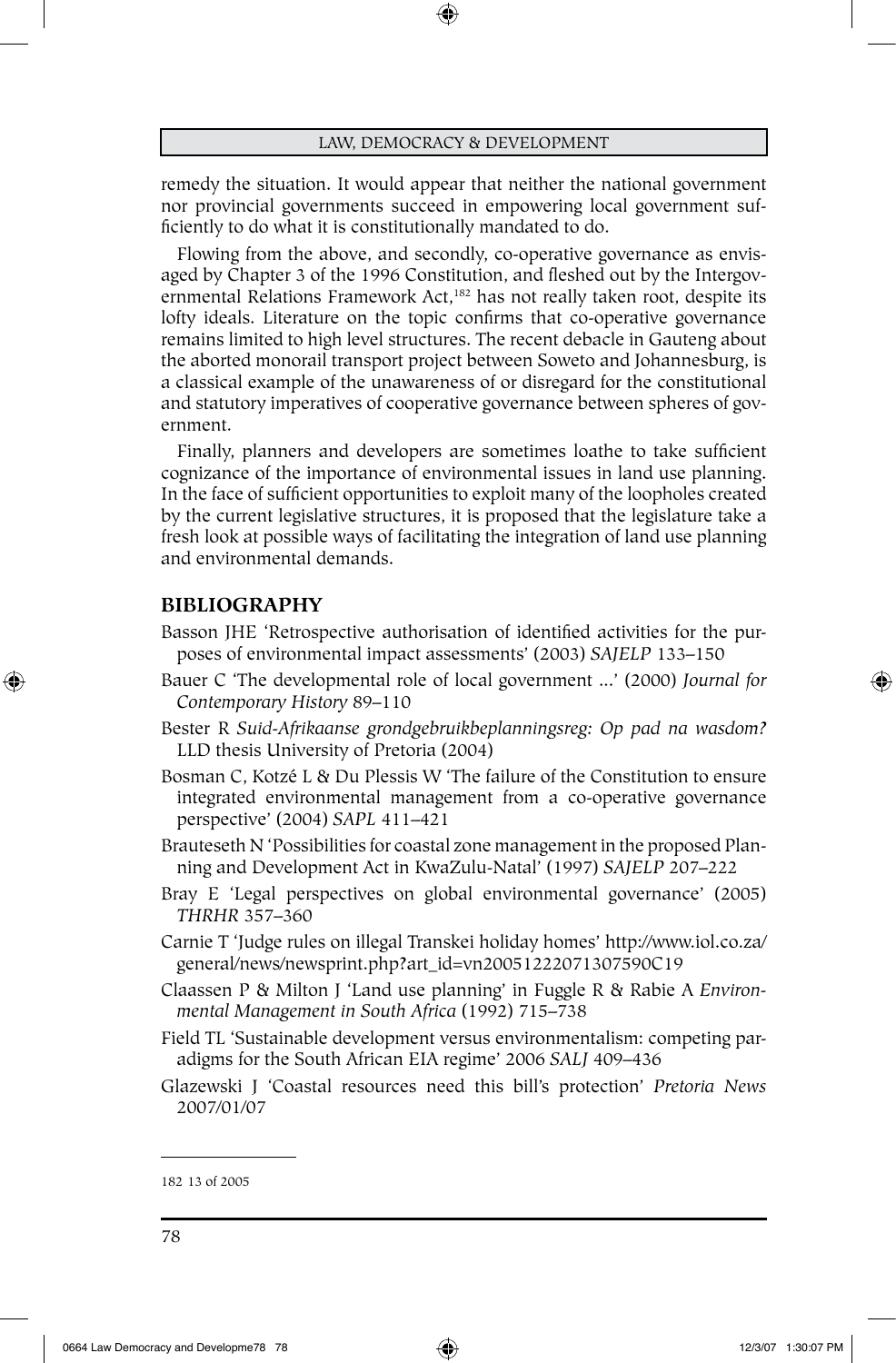remedy the situation. It would appear that neither the national government nor provincial governments succeed in empowering local government sufficiently to do what it is constitutionally mandated to do.

Flowing from the above, and secondly, co-operative governance as envisaged by Chapter 3 of the 1996 Constitution, and fleshed out by the Intergovernmental Relations Framework Act,[182] has not really taken root, despite its lofty ideals. Literature on the topic confirms that co-operative governance remains limited to high level structures. The recent debacle in Gauteng about the aborted monorail transport project between Soweto and Johannesburg, is a classical example of the unawareness of or disregard for the constitutional and statutory imperatives of cooperative governance between spheres of government.

Finally, planners and developers are sometimes loathe to take sufficient cognizance of the importance of environmental issues in land use planning. In the face of sufficient opportunities to exploit many of the loopholes created by the current legislative structures, it is proposed that the legislature take a fresh look at possible ways of facilitating the integration of land use planning and environmental demands.

## BIBLIOGRAPHY

Basson JHE 'Retrospective authorisation of identified activities for the purposes of environmental impact assessments' (2003) *SAJELP* 133–150

Bauer C 'The developmental role of local government ...' (2000) *Journal for Contemporary History* 89–110

Bester R *Suid-Afrikaanse grondgebruikbeplanningsreg: Op pad na wasdom?* LLD thesis University of Pretoria (2004)

Bosman C, Kotzé L & Du Plessis W 'The failure of the Constitution to ensure integrated environmental management from a co-operative governance perspective' (2004) *SAPL* 411–421

Brauteseth N 'Possibilities for coastal zone management in the proposed Planning and Development Act in KwaZulu-Natal' (1997) *SAJELP* 207–222

Bray E 'Legal perspectives on global environmental governance' (2005) *THRHR* 357–360

Carnie T 'Judge rules on illegal Transkei holiday homes' http://www.iol.co.za/general/news/newsprint.php?art_id=vn20051222071307590C19

Claassen P & Milton J 'Land use planning' in Fuggle R & Rabie A *Environmental Management in South Africa* (1992) 715–738

Field TL 'Sustainable development versus environmentalism: competing paradigms for the South African EIA regime' 2006 *SALJ* 409–436

Glazewski J 'Coastal resources need this bill's protection' *Pretoria News* 2007/01/07

---

182 13 of 2005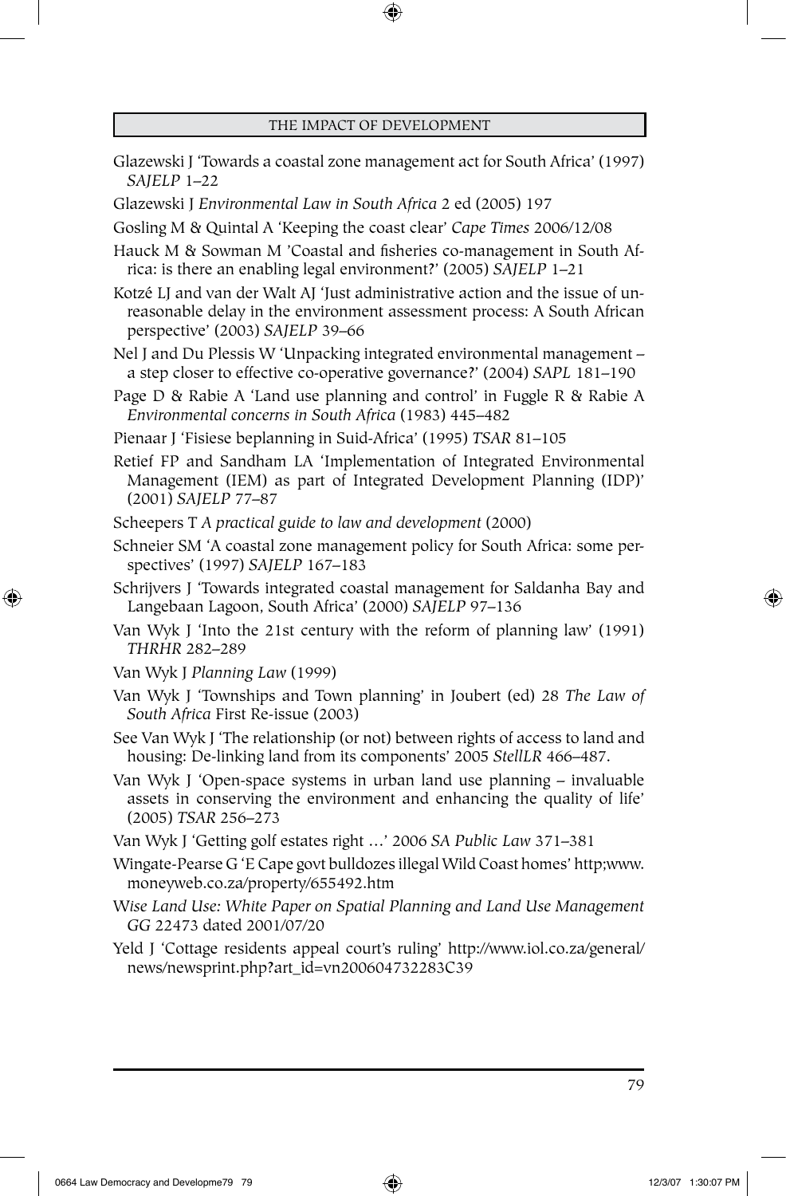Glazewski J 'Towards a coastal zone management act for South Africa' (1997) *SAJELP* 1–22

Glazewski J *Environmental Law in South Africa* 2 ed (2005) 197

Gosling M & Quintal A 'Keeping the coast clear' *Cape Times* 2006/12/08

Hauck M & Sowman M 'Coastal and fisheries co-management in South Africa: is there an enabling legal environment?' (2005) *SAJELP* 1–21

Kotzé LJ and van der Walt AJ 'Just administrative action and the issue of unreasonable delay in the environment assessment process: A South African perspective' (2003) *SAJELP* 39–66

Nel J and Du Plessis W 'Unpacking integrated environmental management – a step closer to effective co-operative governance?' (2004) *SAPL* 181–190

Page D & Rabie A 'Land use planning and control' in Fuggle R & Rabie A *Environmental concerns in South Africa* (1983) 445–482

Pienaar J 'Fisiese beplanning in Suid-Afrika' (1995) *TSAR* 81–105

Retief FP and Sandham LA 'Implementation of Integrated Environmental Management (IEM) as part of Integrated Development Planning (IDP)' (2001) *SAJELP* 77–87

Scheepers T *A practical guide to law and development* (2000)

Schneier SM 'A coastal zone management policy for South Africa: some perspectives' (1997) *SAJELP* 167–183

Schrijvers J 'Towards integrated coastal management for Saldanha Bay and Langebaan Lagoon, South Africa' (2000) *SAJELP* 97–136

Van Wyk J 'Into the 21st century with the reform of planning law' (1991) *THRHR* 282–289

Van Wyk J *Planning Law* (1999)

Van Wyk J 'Townships and Town planning' in Joubert (ed) 28 *The Law of South Africa* First Re-issue (2003)

See Van Wyk J 'The relationship (or not) between rights of access to land and housing: De-linking land from its components' 2005 *StellLR* 466–487.

Van Wyk J 'Open-space systems in urban land use planning – invaluable assets in conserving the environment and enhancing the quality of life' (2005) *TSAR* 256–273

Van Wyk J 'Getting golf estates right …' 2006 *SA Public Law* 371–381

Wingate-Pearse G 'E Cape govt bulldozes illegal Wild Coast homes' http;www.moneyweb.co.za/property/655492.htm

*Wise Land Use: White Paper on Spatial Planning and Land Use Management GG* 22473 dated 2001/07/20

Yeld J 'Cottage residents appeal court's ruling' http://www.iol.co.za/general/news/newsprint.php?art_id=vn200604732283C39